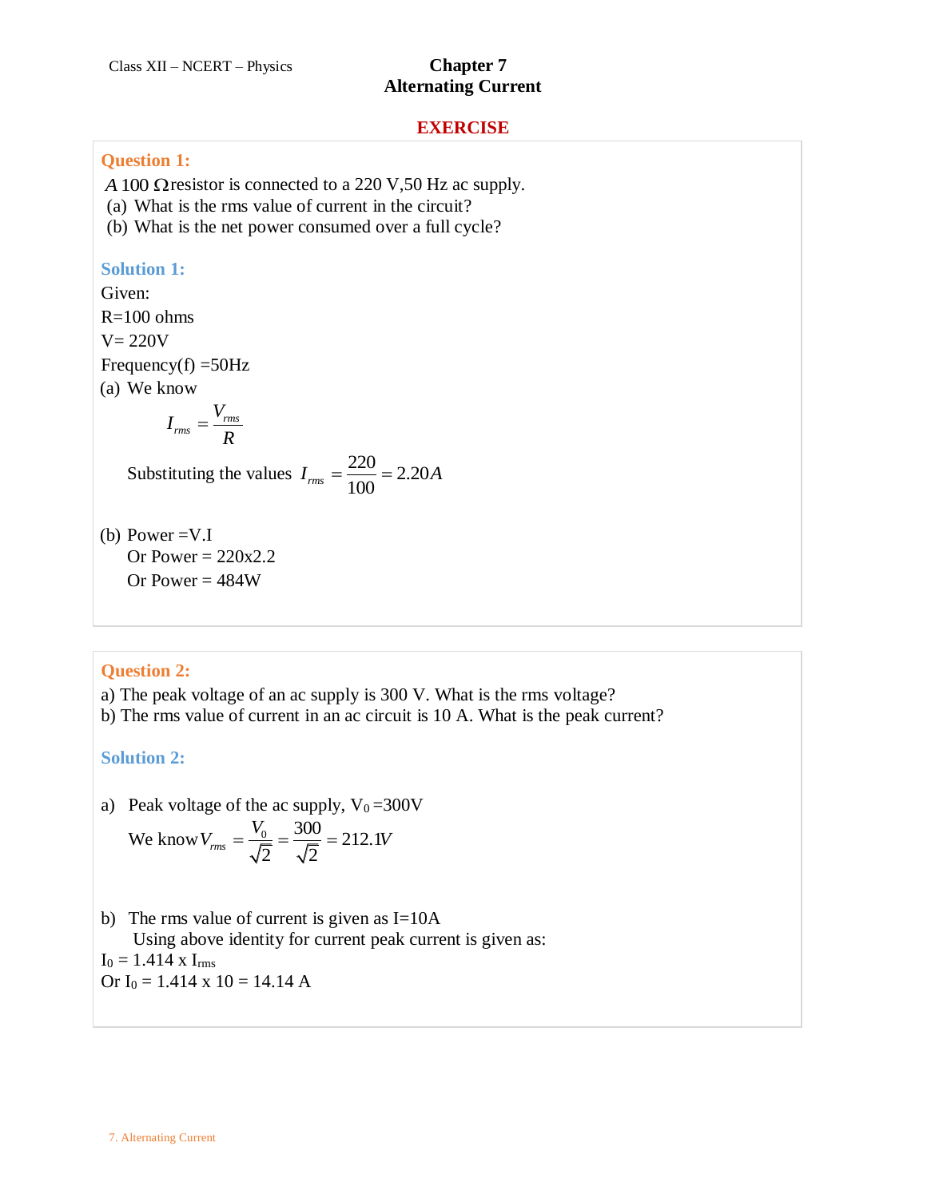Class XII – NCERT – Physics

# Chapter 7
# Alternating Current

## EXERCISE

### Question 1:

A 100 $\Omega$ resistor is connected to a 220 V,50 Hz ac supply.
(a) What is the rms value of current in the circuit?
(b) What is the net power consumed over a full cycle?

### Solution 1:

Given:
R=100 ohms
V= 220V
Frequency(f) =50Hz

(a) We know

$$I_{rms} = \frac{V_{rms}}{R}$$

Substituting the values $I_{rms} = \frac{220}{100} = 2.20A$

(b) Power =V.I
Or Power = 220x2.2
Or Power = 484W

### Question 2:

a) The peak voltage of an ac supply is 300 V. What is the rms voltage?
b) The rms value of current in an ac circuit is 10 A. What is the peak current?

### Solution 2:

a) Peak voltage of the ac supply, $V_0$ =300V

We know $V_{rms} = \frac{V_0}{\sqrt{2}} = \frac{300}{\sqrt{2}} = 212.1V$

b) The rms value of current is given as I=10A
Using above identity for current peak current is given as:
$I_0 = 1.414 \text{ x } I_{rms}$
Or $I_0 = 1.414 \text{ x } 10 = 14.14$ A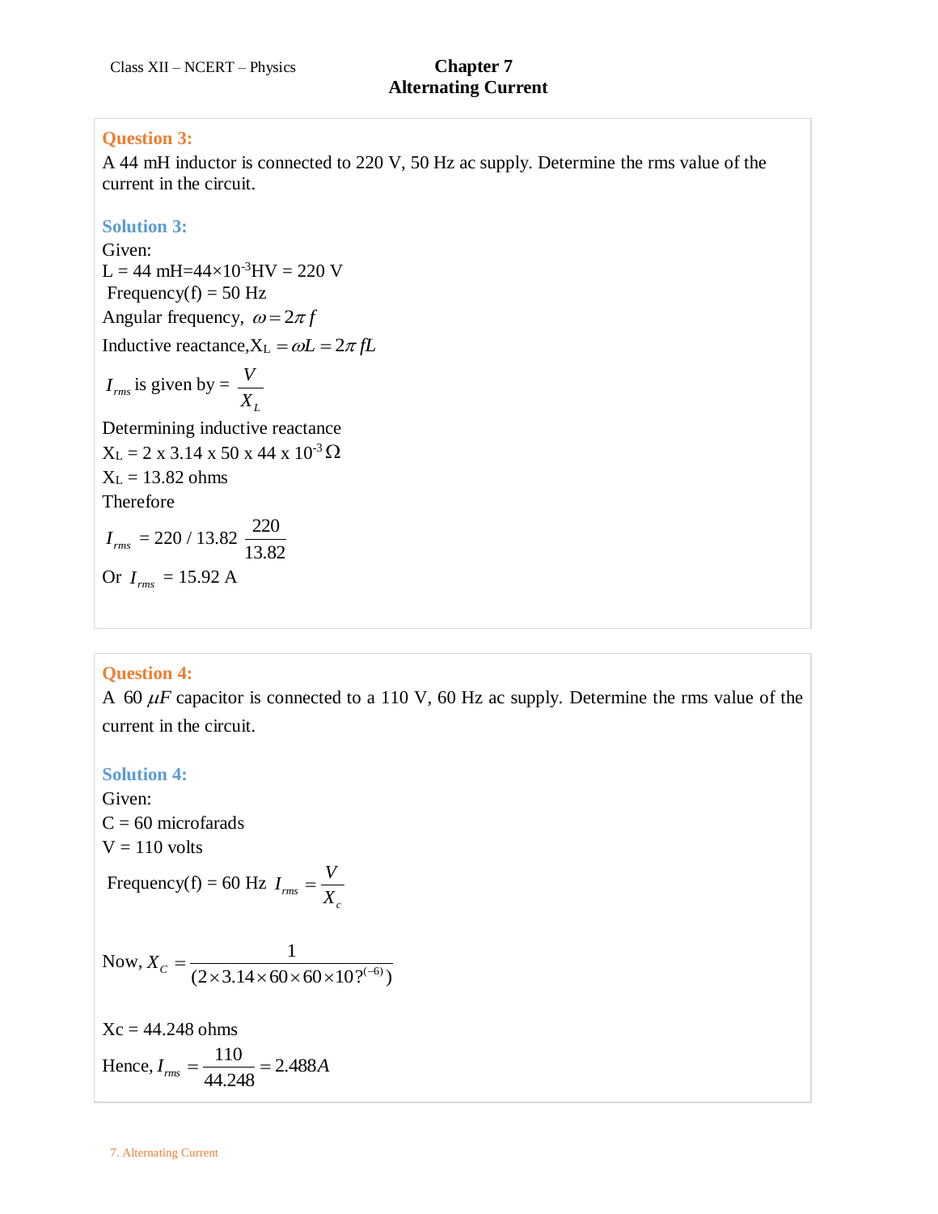**Question 3:**
A 44 mH inductor is connected to 220 V, 50 Hz ac supply. Determine the rms value of the current in the circuit.

**Solution 3:**
Given:
L = 44 mH=$44\times10^{-3}$HV = 220 V
Frequency(f) = 50 Hz
Angular frequency, $\omega = 2\pi f$
Inductive reactance,$X_L = \omega L = 2\pi fL$

$I_{rms}$ is given by = $\frac{V}{X_L}$

Determining inductive reactance
$X_L$ = 2 x 3.14 x 50 x 44 x $10^{-3}\,\Omega$
$X_L$ = 13.82 ohms
Therefore

$I_{rms}$ = 220 / 13.82 $\frac{220}{13.82}$

Or $I_{rms}$ = 15.92 A

**Question 4:**
A 60 $\mu F$ capacitor is connected to a 110 V, 60 Hz ac supply. Determine the rms value of the current in the circuit.

**Solution 4:**
Given:
C = 60 microfarads
V = 110 volts
Frequency(f) = 60 Hz $I_{rms} = \frac{V}{X_c}$

Now, $X_C = \frac{1}{(2\times3.14\times60\times60\times10?^{(-6)})}$

Xc = 44.248 ohms

Hence, $I_{rms} = \frac{110}{44.248} = 2.488A$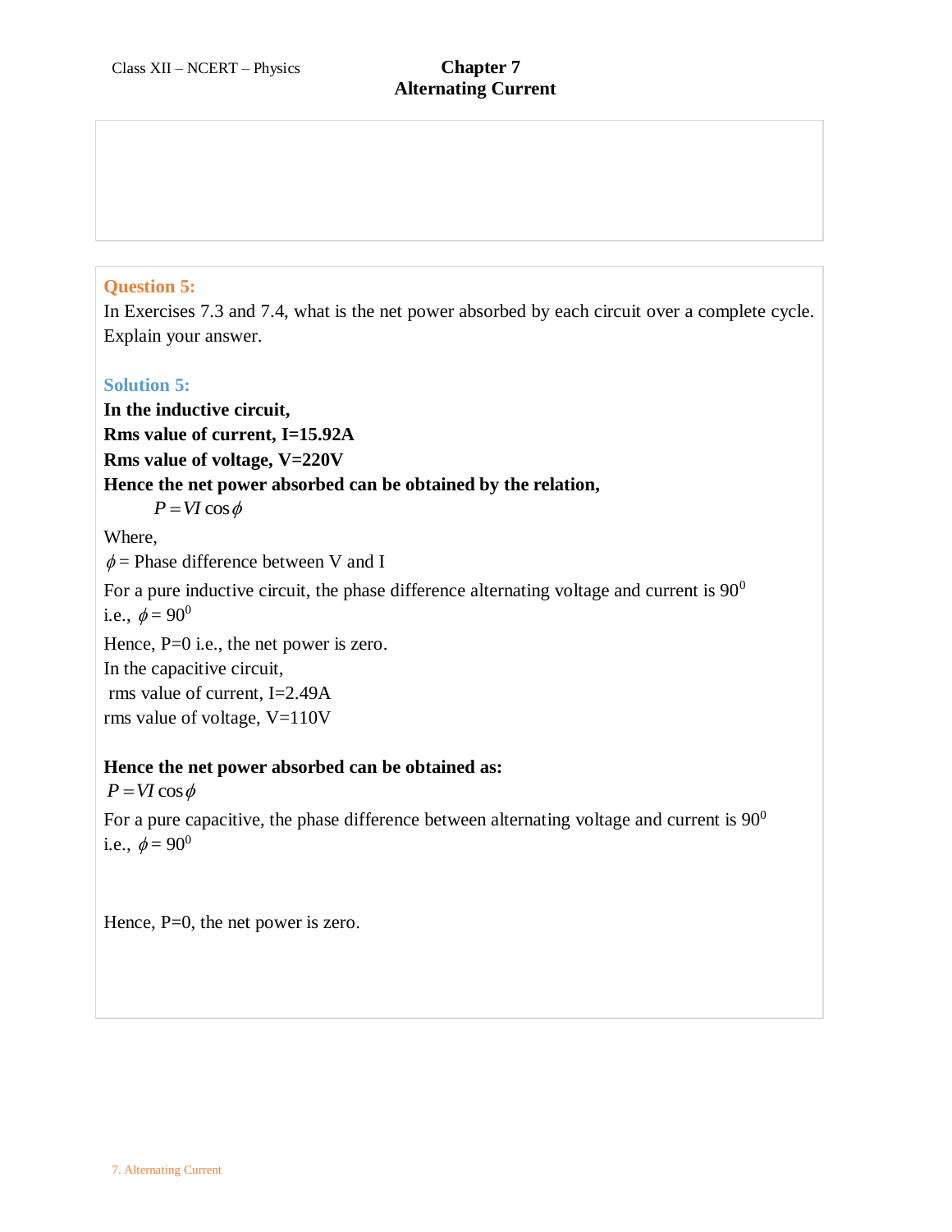**Question 5:**

In Exercises 7.3 and 7.4, what is the net power absorbed by each circuit over a complete cycle. Explain your answer.

**Solution 5:**

**In the inductive circuit,**

**Rms value of current, I=15.92A**

**Rms value of voltage, V=220V**

**Hence the net power absorbed can be obtained by the relation,**

$$P = VI\cos\phi$$

Where,

$\phi$ = Phase difference between V and I

For a pure inductive circuit, the phase difference alternating voltage and current is $90^0$

i.e., $\phi = 90^0$

Hence, P=0 i.e., the net power is zero.

In the capacitive circuit,

rms value of current, I=2.49A

rms value of voltage, V=110V

**Hence the net power absorbed can be obtained as:**

$$P = VI\cos\phi$$

For a pure capacitive, the phase difference between alternating voltage and current is $90^0$

i.e., $\phi = 90^0$

Hence, P=0, the net power is zero.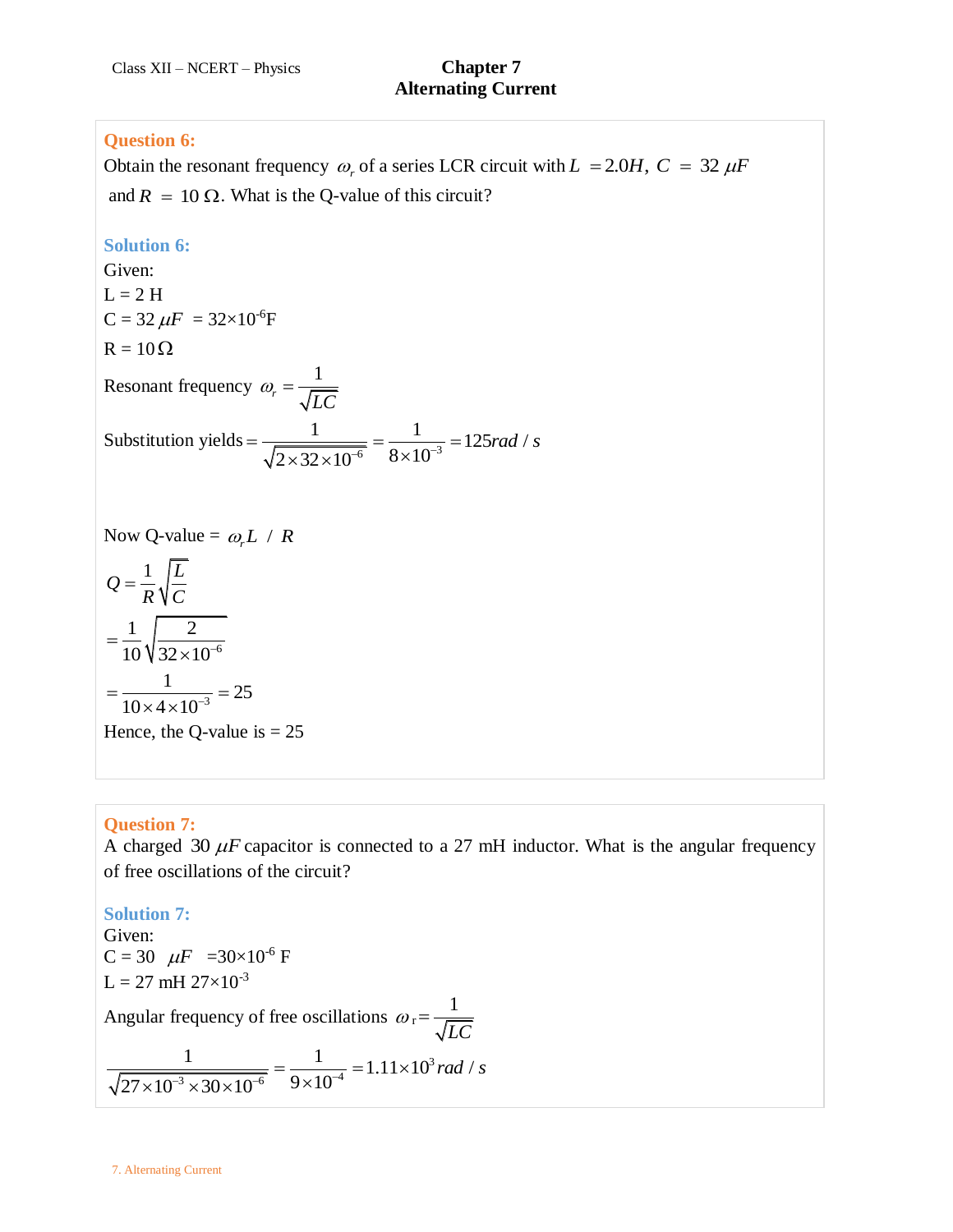**Question 6:**

Obtain the resonant frequency $\omega_r$ of a series LCR circuit with $L = 2.0H$, $C = 32\ \mu F$ and $R = 10\ \Omega$. What is the Q-value of this circuit?

**Solution 6:**

Given:

L = 2 H

C = 32 $\mu F$ = $32\times10^{-6}$F

R = 10 $\Omega$

Resonant frequency $\omega_r = \dfrac{1}{\sqrt{LC}}$

Substitution yields $= \dfrac{1}{\sqrt{2\times32\times10^{-6}}} = \dfrac{1}{8\times10^{-3}} = 125 rad/s$

Now Q-value = $\omega_r L\ /\ R$

$$Q = \frac{1}{R}\sqrt{\frac{L}{C}}$$

$$= \frac{1}{10}\sqrt{\frac{2}{32\times10^{-6}}}$$

$$= \frac{1}{10\times4\times10^{-3}} = 25$$

Hence, the Q-value is = 25

**Question 7:**

A charged $30\ \mu F$ capacitor is connected to a 27 mH inductor. What is the angular frequency of free oscillations of the circuit?

**Solution 7:**

Given:

C = 30 $\mu F$ = $30\times10^{-6}$ F

L = 27 mH $27\times10^{-3}$

Angular frequency of free oscillations $\omega_r = \dfrac{1}{\sqrt{LC}}$

$$\frac{1}{\sqrt{27\times10^{-3}\times30\times10^{-6}}} = \frac{1}{9\times10^{-4}} = 1.11\times10^{3} rad/s$$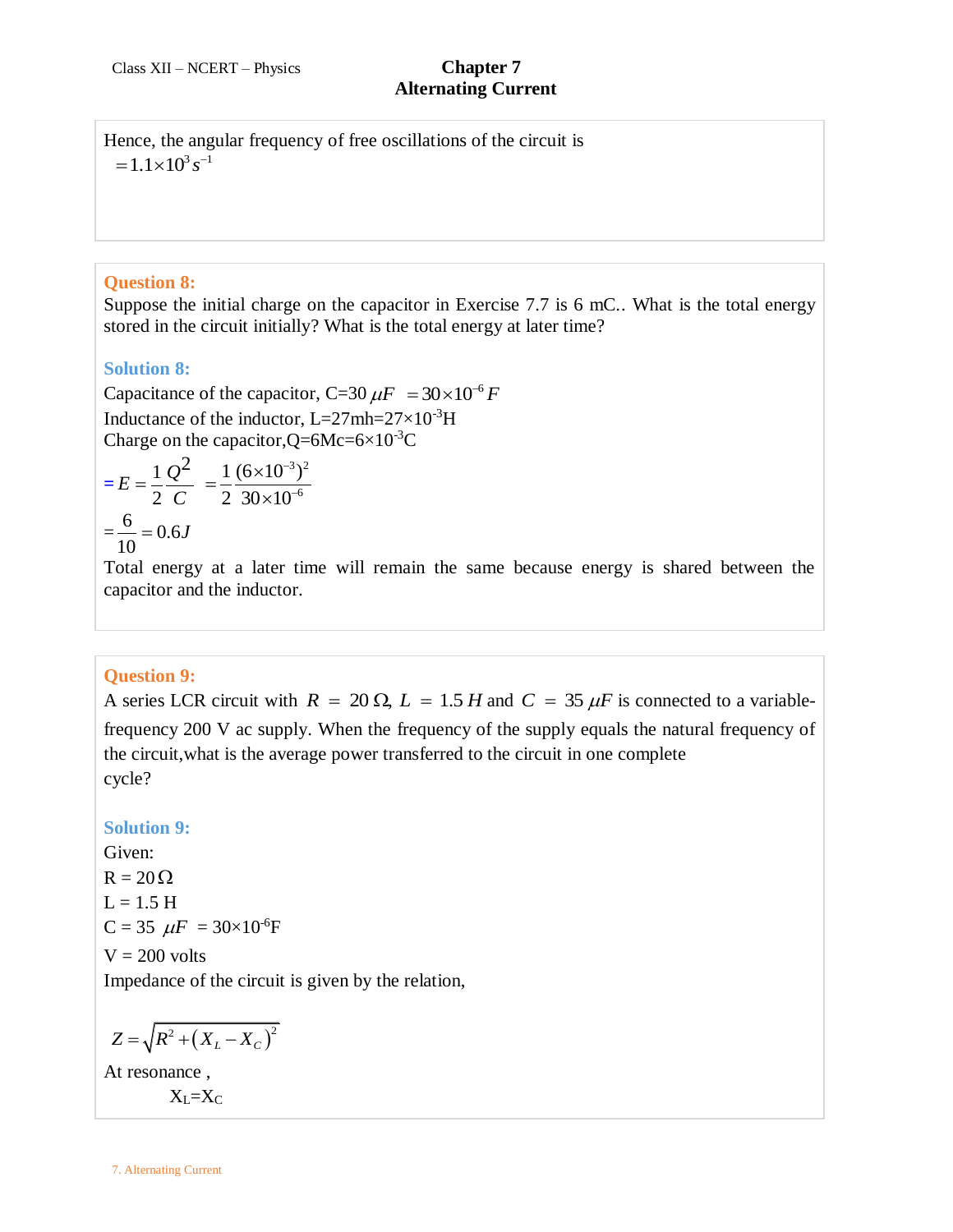Hence, the angular frequency of free oscillations of the circuit is

$= 1.1\times10^{3} s^{-1}$

**Question 8:**

Suppose the initial charge on the capacitor in Exercise 7.7 is 6 mC.. What is the total energy stored in the circuit initially? What is the total energy at later time?

**Solution 8:**

Capacitance of the capacitor, C=30 $\mu F$ $= 30\times10^{-6} F$

Inductance of the inductor, L=27mh=$27\times10^{-3}$H

Charge on the capacitor,Q=6Mc=$6\times10^{-3}$C

$$= E = \frac{1}{2}\frac{Q^2}{C} = \frac{1}{2}\frac{(6\times10^{-3})^2}{30\times10^{-6}}$$

$$= \frac{6}{10} = 0.6J$$

Total energy at a later time will remain the same because energy is shared between the capacitor and the inductor.

**Question 9:**

A series LCR circuit with $R = 20\,\Omega$, $L = 1.5\,H$ and $C = 35\,\mu F$ is connected to a variable-frequency 200 V ac supply. When the frequency of the supply equals the natural frequency of the circuit,what is the average power transferred to the circuit in one complete cycle?

**Solution 9:**

Given:

R = 20 $\Omega$

L = 1.5 H

C = 35 $\mu F$ = $30\times10^{-6}$F

V = 200 volts

Impedance of the circuit is given by the relation,

$$Z = \sqrt{R^2 + \left(X_L - X_C\right)^2}$$

At resonance ,

$X_L = X_C$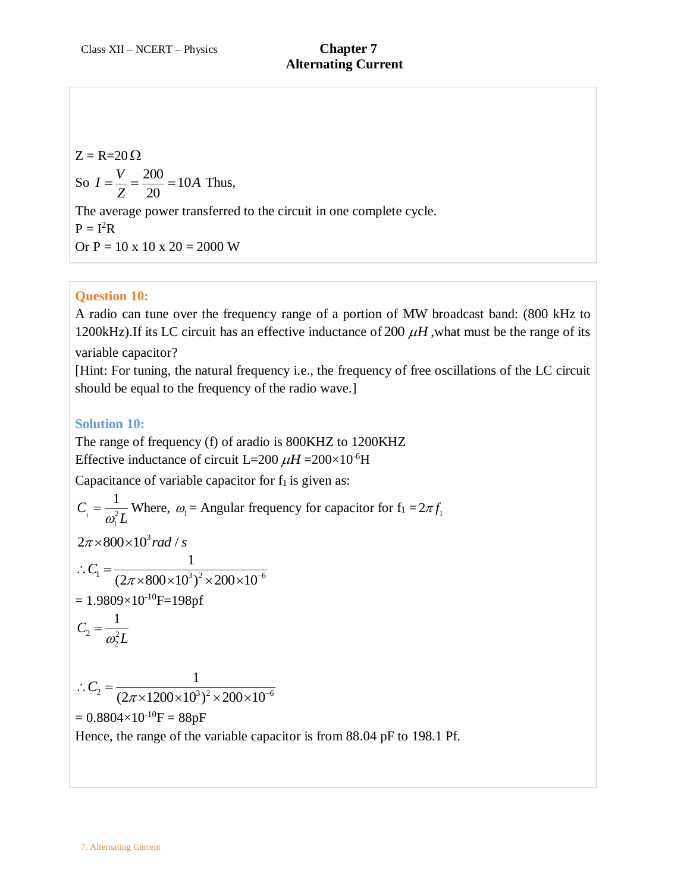Z = R=20 $\Omega$

So $I = \frac{V}{Z} = \frac{200}{20} = 10A$ Thus,

The average power transferred to the circuit in one complete cycle.

P = $I^2R$

Or P = 10 x 10 x 20 = 2000 W

**Question 10:**

A radio can tune over the frequency range of a portion of MW broadcast band: (800 kHz to 1200kHz).If its LC circuit has an effective inductance of $200\ \mu H$ ,what must be the range of its variable capacitor?

[Hint: For tuning, the natural frequency i.e., the frequency of free oscillations of the LC circuit should be equal to the frequency of the radio wave.]

**Solution 10:**

The range of frequency (f) of aradio is 800KHZ to 1200KHZ

Effective inductance of circuit L=200 $\mu H$ =$200\times10^{-6}$H

Capacitance of variable capacitor for $f_1$ is given as:

$C_1 = \frac{1}{\omega_1^2 L}$ Where, $\omega_1$ = Angular frequency for capacitor for $f_1 = 2\pi f_1$

$2\pi\times800\times10^3 rad/s$

$$\therefore C_1 = \frac{1}{(2\pi\times800\times10^3)^2\times200\times10^{-6}}$$

= $1.9809\times10^{-10}$F=198pf

$$C_2 = \frac{1}{\omega_2^2 L}$$

$$\therefore C_2 = \frac{1}{(2\pi\times1200\times10^3)^2\times200\times10^{-6}}$$

= $0.8804\times10^{-10}$F = 88pF

Hence, the range of the variable capacitor is from 88.04 pF to 198.1 Pf.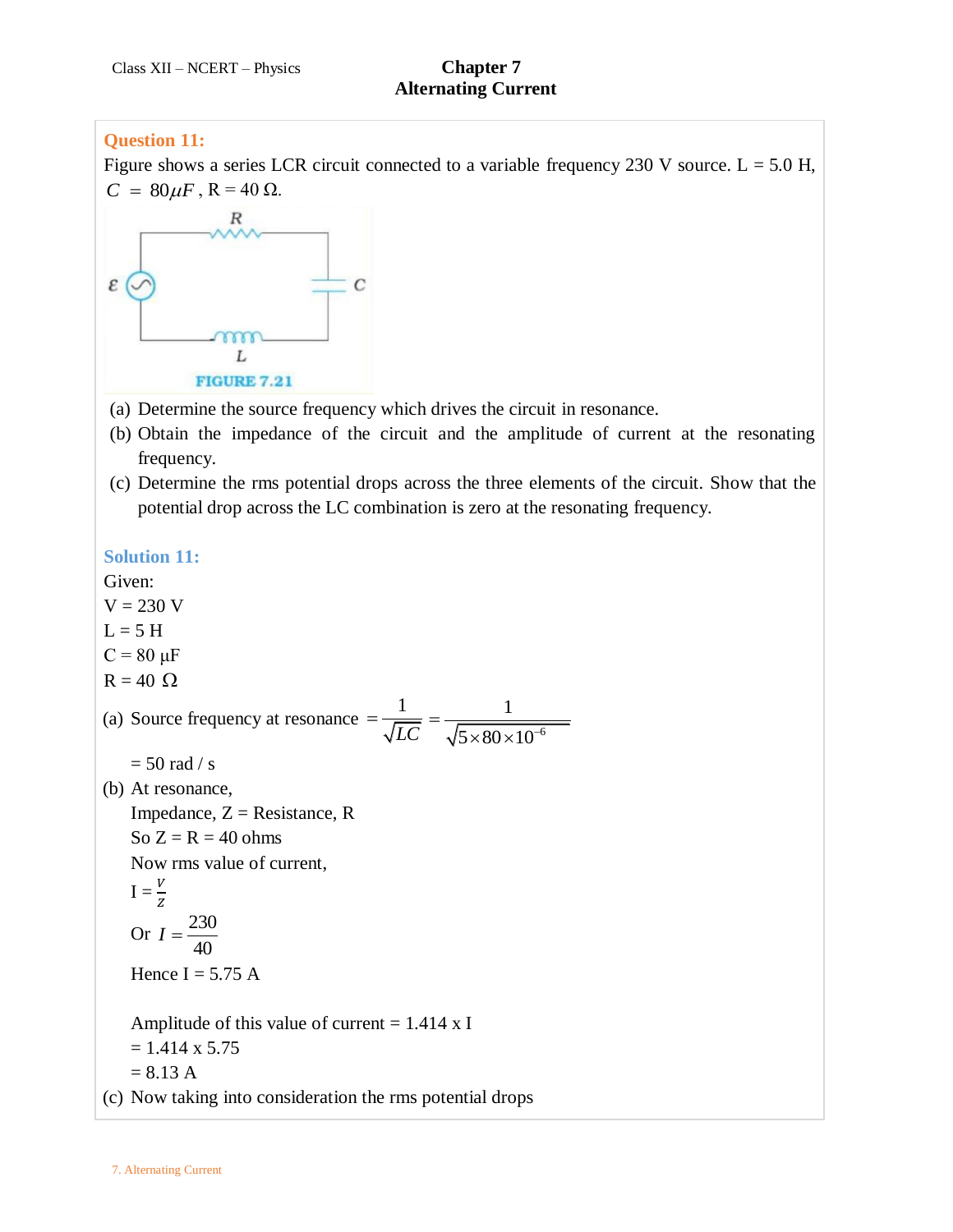**Question 11:**

Figure shows a series LCR circuit connected to a variable frequency 230 V source. L = 5.0 H, $C = 80\mu F$, R = 40 Ω.

FIGURE 7.21

(a) Determine the source frequency which drives the circuit in resonance.

(b) Obtain the impedance of the circuit and the amplitude of current at the resonating frequency.

(c) Determine the rms potential drops across the three elements of the circuit. Show that the potential drop across the LC combination is zero at the resonating frequency.

**Solution 11:**

Given:

V = 230 V

L = 5 H

C = 80 μF

R = 40 Ω

(a) Source frequency at resonance $= \dfrac{1}{\sqrt{LC}} = \dfrac{1}{\sqrt{5 \times 80 \times 10^{-6}}}$

$= 50$ rad / s

(b) At resonance,

Impedance, Z = Resistance, R

So Z = R = 40 ohms

Now rms value of current,

$I = \frac{V}{Z}$

Or $I = \dfrac{230}{40}$

Hence I = 5.75 A

Amplitude of this value of current = 1.414 x I

= 1.414 x 5.75

= 8.13 A

(c) Now taking into consideration the rms potential drops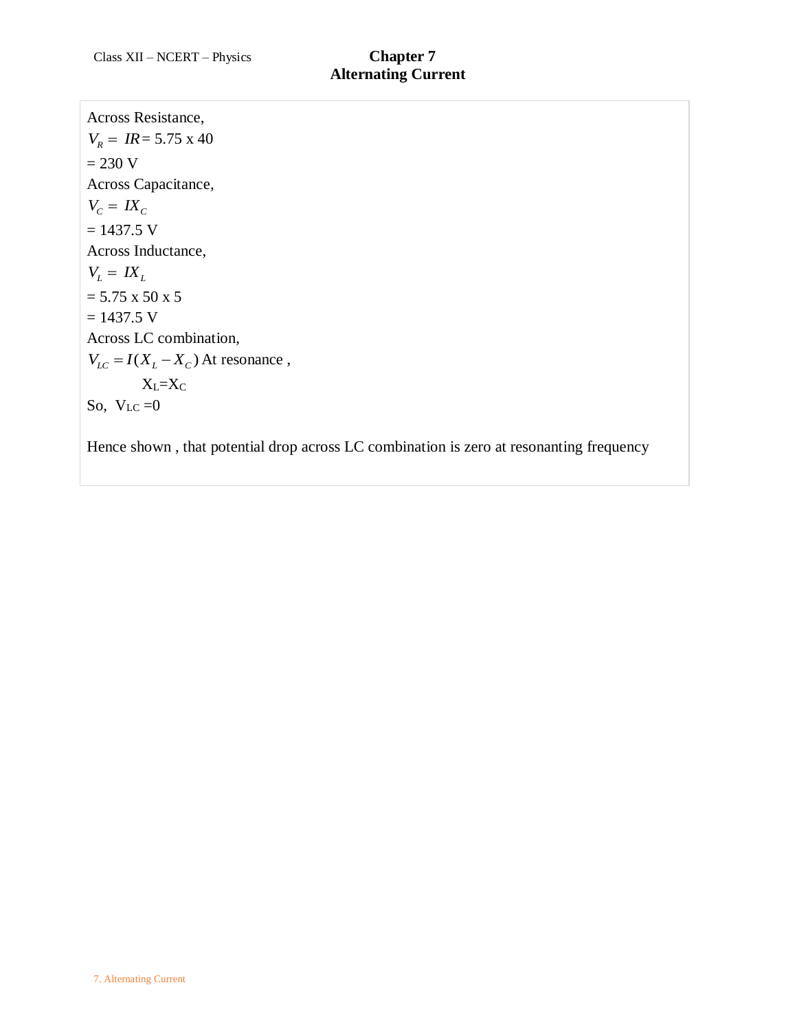Across Resistance,

$V_R = IR = 5.75 \times 40$

$= 230$ V

Across Capacitance,

$V_C = IX_C$

$= 1437.5$ V

Across Inductance,

$V_L = IX_L$

$= 5.75 \times 50 \times 5$

$= 1437.5$ V

Across LC combination,

$V_{LC} = I(X_L - X_C)$ At resonance ,

$X_L = X_C$

So, $V_{LC} = 0$

Hence shown , that potential drop across LC combination is zero at resonanting frequency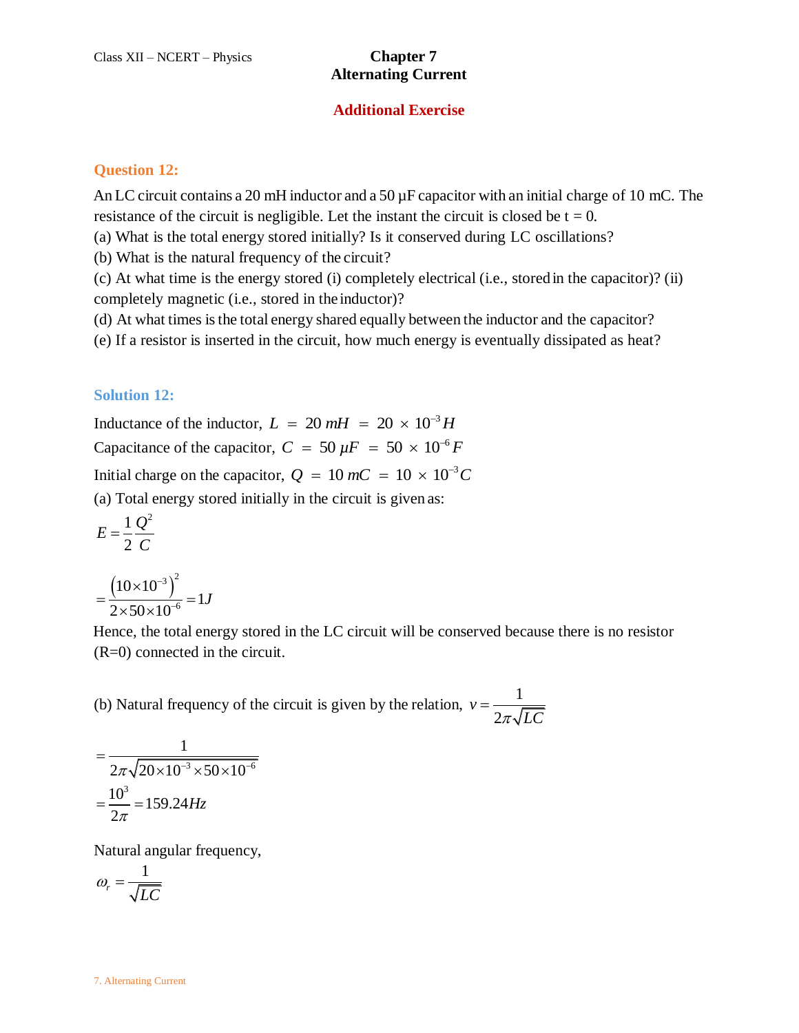## Question 12:

An LC circuit contains a 20 mH inductor and a 50 μF capacitor with an initial charge of 10 mC. The resistance of the circuit is negligible. Let the instant the circuit is closed be t = 0.

(a) What is the total energy stored initially? Is it conserved during LC oscillations?

(b) What is the natural frequency of the circuit?

(c) At what time is the energy stored (i) completely electrical (i.e., stored in the capacitor)? (ii) completely magnetic (i.e., stored in the inductor)?

(d) At what times is the total energy shared equally between the inductor and the capacitor?

(e) If a resistor is inserted in the circuit, how much energy is eventually dissipated as heat?

## Solution 12:

Inductance of the inductor, $L = 20\ mH = 20 \times 10^{-3} H$

Capacitance of the capacitor, $C = 50\ \mu F = 50 \times 10^{-6} F$

Initial charge on the capacitor, $Q = 10\ mC = 10 \times 10^{-3} C$

(a) Total energy stored initially in the circuit is given as:

$$E = \frac{1}{2}\frac{Q^2}{C}$$

$$= \frac{\left(10 \times 10^{-3}\right)^2}{2 \times 50 \times 10^{-6}} = 1J$$

Hence, the total energy stored in the LC circuit will be conserved because there is no resistor (R=0) connected in the circuit.

(b) Natural frequency of the circuit is given by the relation, $v = \frac{1}{2\pi\sqrt{LC}}$

$$= \frac{1}{2\pi\sqrt{20 \times 10^{-3} \times 50 \times 10^{-6}}}$$

$$= \frac{10^3}{2\pi} = 159.24 Hz$$

Natural angular frequency,

$$\omega_r = \frac{1}{\sqrt{LC}}$$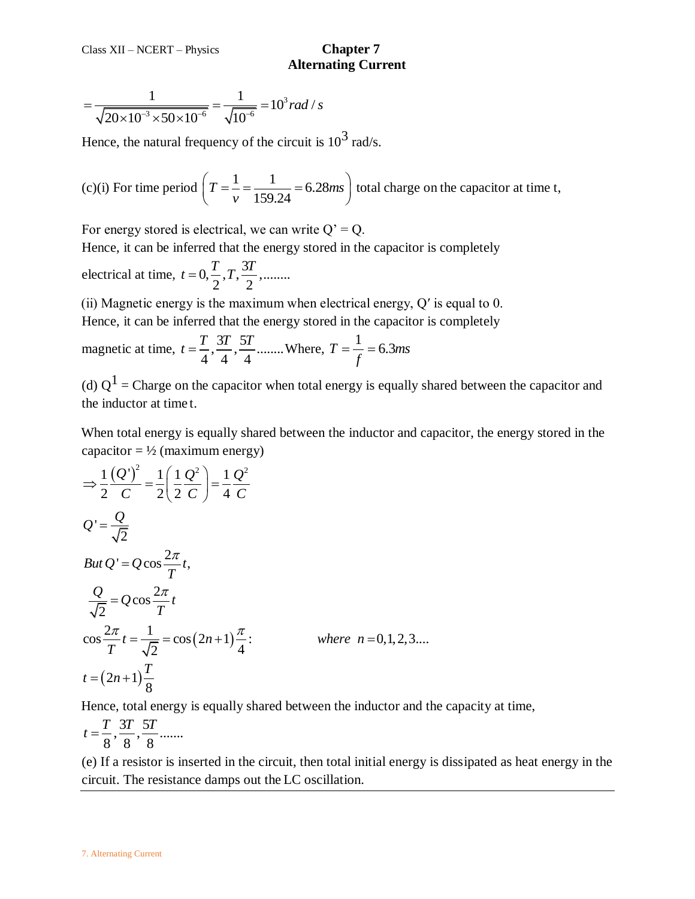$$= \frac{1}{\sqrt{20 \times 10^{-3} \times 50 \times 10^{-6}}} = \frac{1}{\sqrt{10^{-6}}} = 10^{3} rad/s$$

Hence, the natural frequency of the circuit is $10^3$ rad/s.

(c)(i) For time period $\left( T = \frac{1}{v} = \frac{1}{159.24} = 6.28 ms \right)$ total charge on the capacitor at time t,

For energy stored is electrical, we can write Q' = Q.

Hence, it can be inferred that the energy stored in the capacitor is completely electrical at time, $t = 0, \frac{T}{2}, T, \frac{3T}{2}, ........$

(ii) Magnetic energy is the maximum when electrical energy, Q′ is equal to 0.

Hence, it can be inferred that the energy stored in the capacitor is completely magnetic at time, $t = \frac{T}{4}, \frac{3T}{4}, \frac{5T}{4}........$ Where, $T = \frac{1}{f} = 6.3 ms$

(d) $Q^1$ = Charge on the capacitor when total energy is equally shared between the capacitor and the inductor at time t.

When total energy is equally shared between the inductor and capacitor, the energy stored in the capacitor = ½ (maximum energy)

$$\Rightarrow \frac{1}{2} \frac{(Q')^2}{C} = \frac{1}{2} \left( \frac{1}{2} \frac{Q^2}{C} \right) = \frac{1}{4} \frac{Q^2}{C}$$

$$Q' = \frac{Q}{\sqrt{2}}$$

$$But\, Q' = Q \cos \frac{2\pi}{T} t,$$

$$\frac{Q}{\sqrt{2}} = Q \cos \frac{2\pi}{T} t$$

$$\cos \frac{2\pi}{T} t = \frac{1}{\sqrt{2}} = \cos (2n+1) \frac{\pi}{4} : \qquad where \;\; n = 0, 1, 2, 3....$$

$$t = (2n+1) \frac{T}{8}$$

Hence, total energy is equally shared between the inductor and the capacity at time,

$$t = \frac{T}{8}, \frac{3T}{8}, \frac{5T}{8} .......$$

(e) If a resistor is inserted in the circuit, then total initial energy is dissipated as heat energy in the circuit. The resistance damps out the LC oscillation.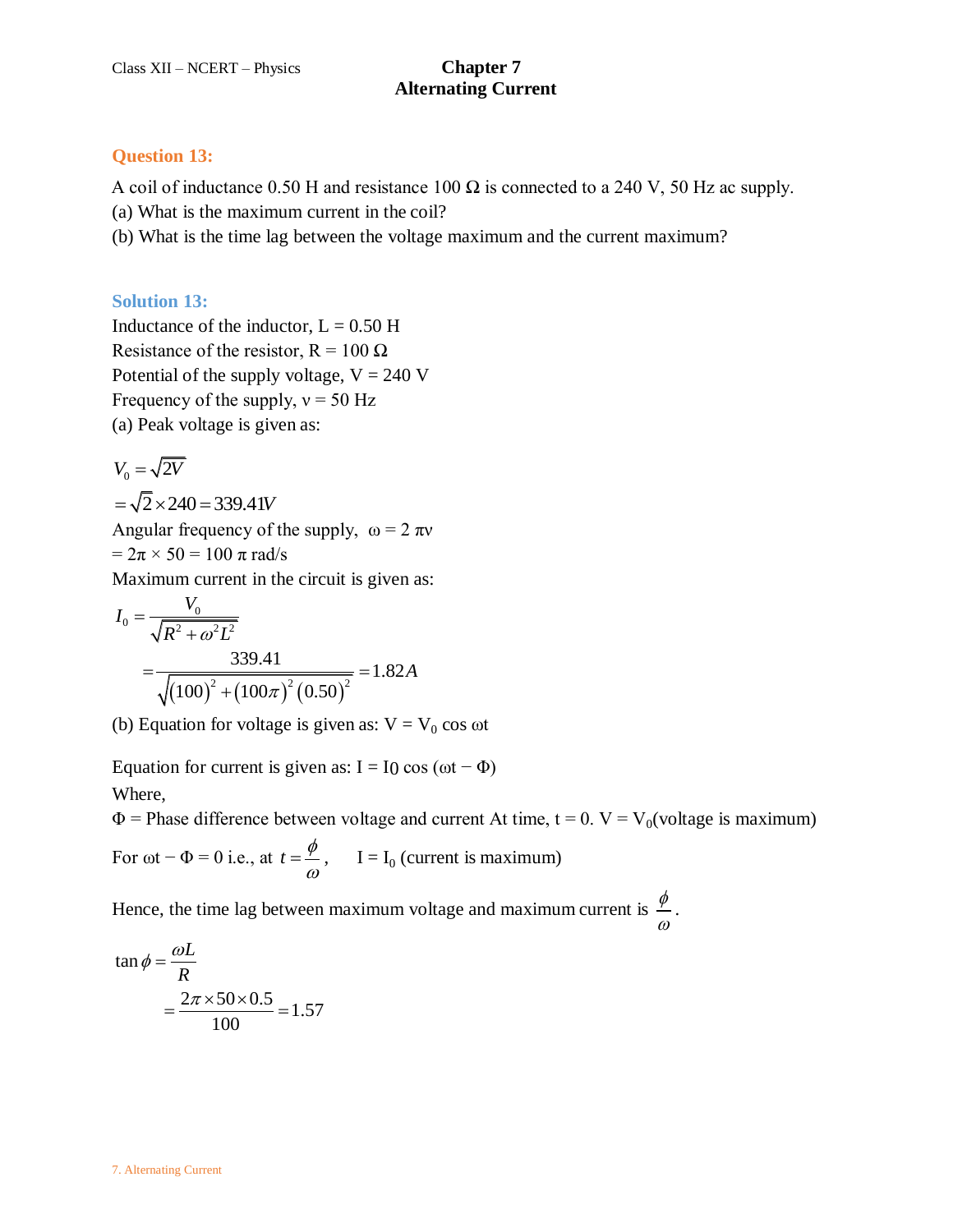## Question 13:

A coil of inductance 0.50 H and resistance 100 Ω is connected to a 240 V, 50 Hz ac supply.
(a) What is the maximum current in the coil?
(b) What is the time lag between the voltage maximum and the current maximum?

## Solution 13:

Inductance of the inductor, L = 0.50 H
Resistance of the resistor, R = 100 Ω
Potential of the supply voltage, V = 240 V
Frequency of the supply, ν = 50 Hz
(a) Peak voltage is given as:

$$V_0 = \sqrt{2V}$$

$$= \sqrt{2} \times 240 = 339.41V$$

Angular frequency of the supply, ω = 2 πν
= 2π × 50 = 100 π rad/s
Maximum current in the circuit is given as:

$$I_0 = \frac{V_0}{\sqrt{R^2 + \omega^2 L^2}}$$

$$= \frac{339.41}{\sqrt{(100)^2 + (100\pi)^2 (0.50)^2}} = 1.82A$$

(b) Equation for voltage is given as: $V = V_0 \cos \omega t$

Equation for current is given as: $I = I_0 \cos(\omega t - \Phi)$
Where,
Φ = Phase difference between voltage and current At time, t = 0. $V = V_0$(voltage is maximum)

For ωt − Φ = 0 i.e., at $t = \frac{\phi}{\omega}$, $I = I_0$ (current is maximum)

Hence, the time lag between maximum voltage and maximum current is $\frac{\phi}{\omega}$.

$$\tan\phi = \frac{\omega L}{R}$$

$$= \frac{2\pi \times 50 \times 0.5}{100} = 1.57$$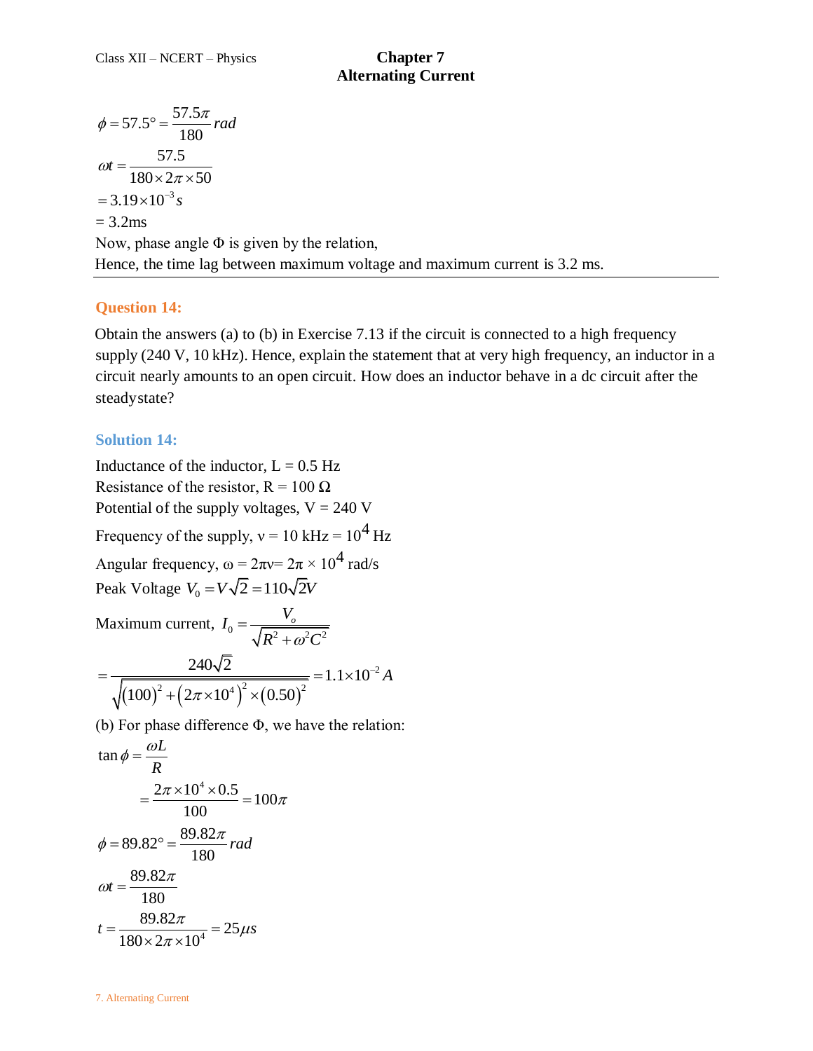$\phi = 57.5° = \frac{57.5\pi}{180} rad$

$\omega t = \frac{57.5}{180 \times 2\pi \times 50}$

$= 3.19 \times 10^{-3} s$

= 3.2ms

Now, phase angle Φ is given by the relation,

Hence, the time lag between maximum voltage and maximum current is 3.2 ms.

---

## Question 14:

Obtain the answers (a) to (b) in Exercise 7.13 if the circuit is connected to a high frequency supply (240 V, 10 kHz). Hence, explain the statement that at very high frequency, an inductor in a circuit nearly amounts to an open circuit. How does an inductor behave in a dc circuit after the steadystate?

## Solution 14:

Inductance of the inductor, L = 0.5 Hz

Resistance of the resistor, R = 100 Ω

Potential of the supply voltages, V = 240 V

Frequency of the supply, ν = 10 kHz = $10^4$ Hz

Angular frequency, ω = 2πν= 2π × $10^4$ rad/s

Peak Voltage $V_0 = V\sqrt{2} = 110\sqrt{2}V$

Maximum current, $I_0 = \frac{V_o}{\sqrt{R^2 + \omega^2 C^2}}$

$= \frac{240\sqrt{2}}{\sqrt{(100)^2 + (2\pi \times 10^4)^2 \times (0.50)^2}} = 1.1 \times 10^{-2} A$

(b) For phase difference Φ, we have the relation:

$\tan\phi = \frac{\omega L}{R}$

$= \frac{2\pi \times 10^4 \times 0.5}{100} = 100\pi$

$\phi = 89.82° = \frac{89.82\pi}{180} rad$

$\omega t = \frac{89.82\pi}{180}$

$t = \frac{89.82\pi}{180 \times 2\pi \times 10^4} = 25\mu s$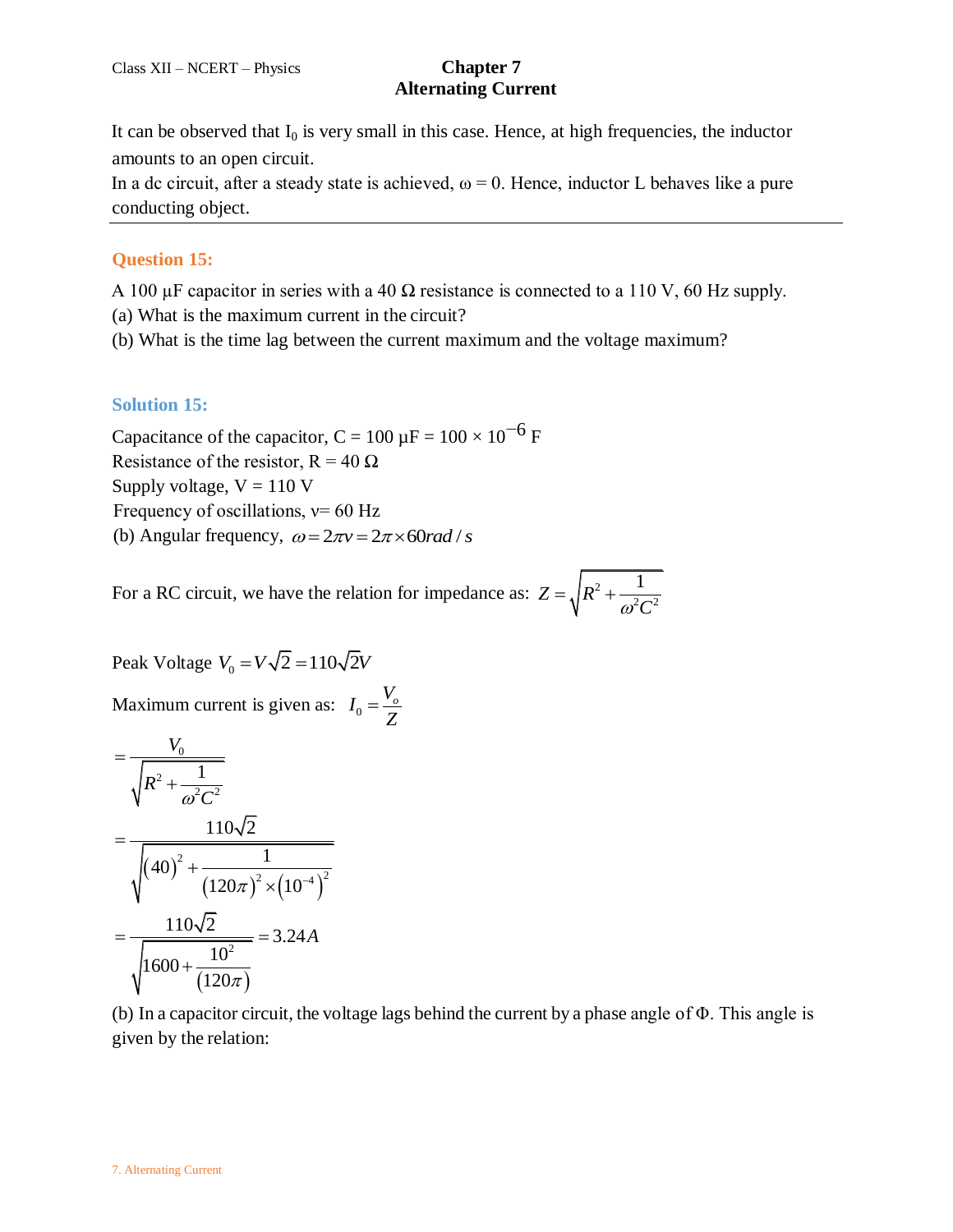It can be observed that $I_0$ is very small in this case. Hence, at high frequencies, the inductor amounts to an open circuit.
In a dc circuit, after a steady state is achieved, ω = 0. Hence, inductor L behaves like a pure conducting object.

---

## Question 15:

A 100 µF capacitor in series with a 40 Ω resistance is connected to a 110 V, 60 Hz supply.
(a) What is the maximum current in the circuit?
(b) What is the time lag between the current maximum and the voltage maximum?

## Solution 15:

Capacitance of the capacitor, C = 100 µF = $100 \times 10^{-6}$ F
Resistance of the resistor, R = 40 Ω
Supply voltage, V = 110 V
Frequency of oscillations, ν= 60 Hz
(b) Angular frequency, $\omega = 2\pi\nu = 2\pi \times 60 rad/s$

For a RC circuit, we have the relation for impedance as: $Z = \sqrt{R^2 + \frac{1}{\omega^2 C^2}}$

Peak Voltage $V_0 = V\sqrt{2} = 110\sqrt{2}V$

Maximum current is given as: $I_0 = \frac{V_o}{Z}$

$$= \frac{V_0}{\sqrt{R^2 + \frac{1}{\omega^2 C^2}}}$$

$$= \frac{110\sqrt{2}}{\sqrt{(40)^2 + \frac{1}{(120\pi)^2 \times (10^{-4})^2}}}$$

$$= \frac{110\sqrt{2}}{\sqrt{1600 + \frac{10^2}{(120\pi)}}} = 3.24A$$

(b) In a capacitor circuit, the voltage lags behind the current by a phase angle of Φ. This angle is given by the relation: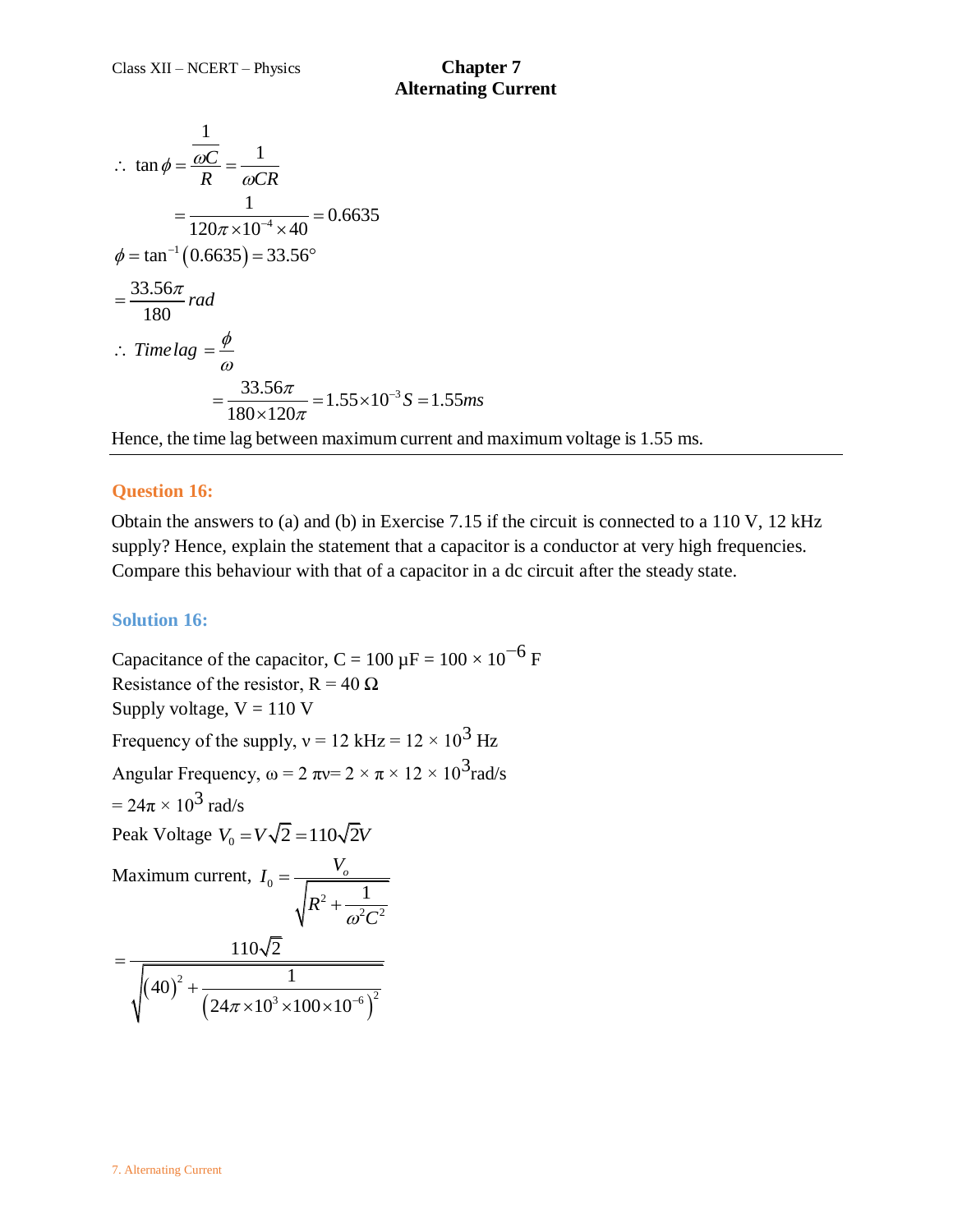$$\therefore \tan\phi = \frac{\frac{1}{\omega C}}{R} = \frac{1}{\omega CR}$$

$$= \frac{1}{120\pi \times 10^{-4} \times 40} = 0.6635$$

$$\phi = \tan^{-1}(0.6635) = 33.56^\circ$$

$$= \frac{33.56\pi}{180} rad$$

$$\therefore Time\,lag = \frac{\phi}{\omega}$$

$$= \frac{33.56\pi}{180 \times 120\pi} = 1.55 \times 10^{-3} S = 1.55 ms$$

Hence, the time lag between maximum current and maximum voltage is 1.55 ms.

---

### Question 16:

Obtain the answers to (a) and (b) in Exercise 7.15 if the circuit is connected to a 110 V, 12 kHz supply? Hence, explain the statement that a capacitor is a conductor at very high frequencies. Compare this behaviour with that of a capacitor in a dc circuit after the steady state.

### Solution 16:

Capacitance of the capacitor, C = 100 μF = $100 \times 10^{-6}$ F

Resistance of the resistor, R = 40 Ω

Supply voltage, V = 110 V

Frequency of the supply, ν = 12 kHz = $12 \times 10^3$ Hz

Angular Frequency, $\omega = 2\pi\nu = 2 \times \pi \times 12 \times 10^3$ rad/s

$= 24\pi \times 10^3$ rad/s

Peak Voltage $V_0 = V\sqrt{2} = 110\sqrt{2}V$

Maximum current, $I_0 = \dfrac{V_o}{\sqrt{R^2 + \dfrac{1}{\omega^2 C^2}}}$

$$= \frac{110\sqrt{2}}{\sqrt{(40)^2 + \dfrac{1}{\left(24\pi \times 10^3 \times 100 \times 10^{-6}\right)^2}}}$$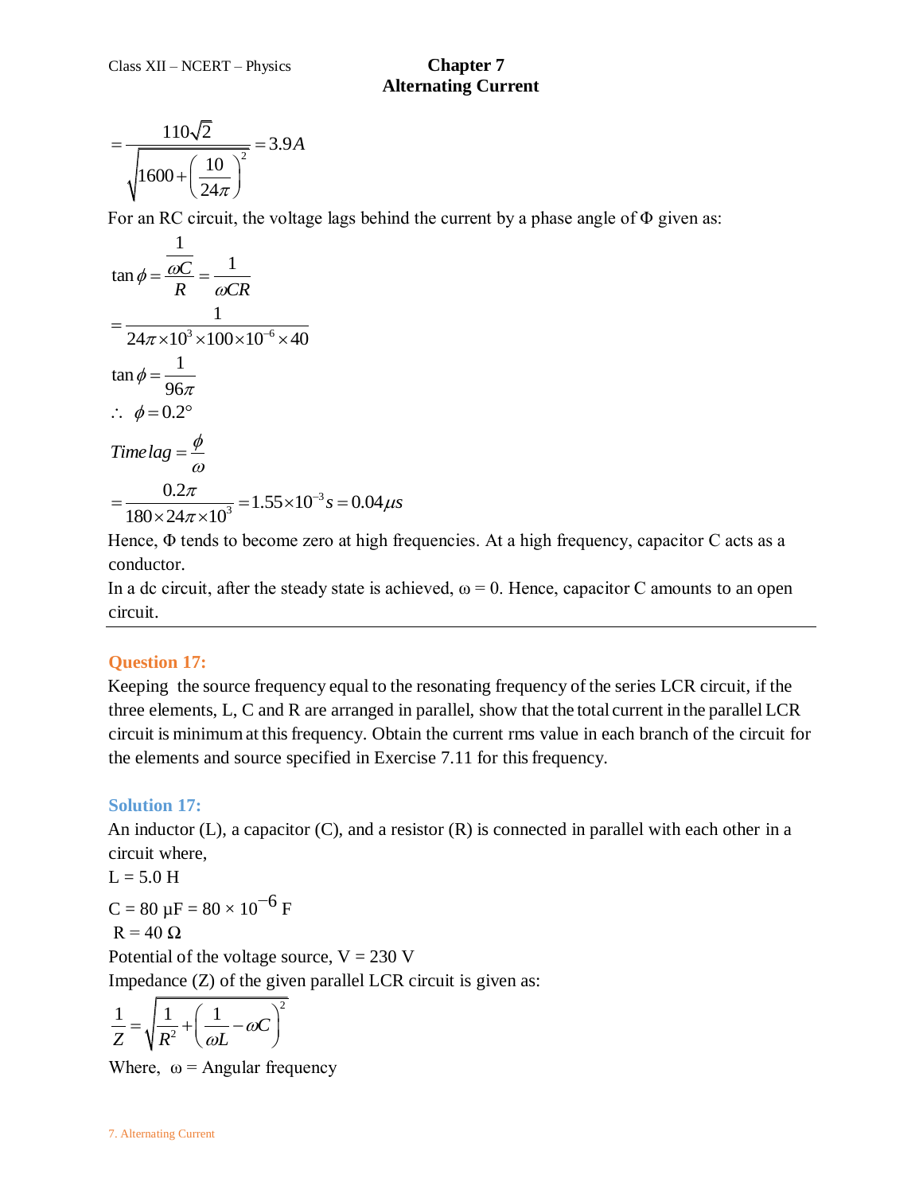$$= \frac{110\sqrt{2}}{\sqrt{1600 + \left(\frac{10}{24\pi}\right)^2}} = 3.9A$$

For an RC circuit, the voltage lags behind the current by a phase angle of Φ given as:

$$\tan\phi = \frac{\frac{1}{\omega C}}{R} = \frac{1}{\omega CR}$$

$$= \frac{1}{24\pi \times 10^3 \times 100 \times 10^{-6} \times 40}$$

$$\tan\phi = \frac{1}{96\pi}$$

$$\therefore \ \phi = 0.2°$$

$$Time\, lag = \frac{\phi}{\omega}$$

$$= \frac{0.2\pi}{180 \times 24\pi \times 10^3} = 1.55 \times 10^{-3} s = 0.04 \mu s$$

Hence, Φ tends to become zero at high frequencies. At a high frequency, capacitor C acts as a conductor.

In a dc circuit, after the steady state is achieved, ω = 0. Hence, capacitor C amounts to an open circuit.

---

## Question 17:

Keeping the source frequency equal to the resonating frequency of the series LCR circuit, if the three elements, L, C and R are arranged in parallel, show that the total current in the parallel LCR circuit is minimum at this frequency. Obtain the current rms value in each branch of the circuit for the elements and source specified in Exercise 7.11 for this frequency.

## Solution 17:

An inductor (L), a capacitor (C), and a resistor (R) is connected in parallel with each other in a circuit where,

L = 5.0 H

C = 80 μF = $80 \times 10^{-6}$ F

R = 40 Ω

Potential of the voltage source, V = 230 V

Impedance (Z) of the given parallel LCR circuit is given as:

$$\frac{1}{Z} = \sqrt{\frac{1}{R^2} + \left(\frac{1}{\omega L} - \omega C\right)^2}$$

Where, ω = Angular frequency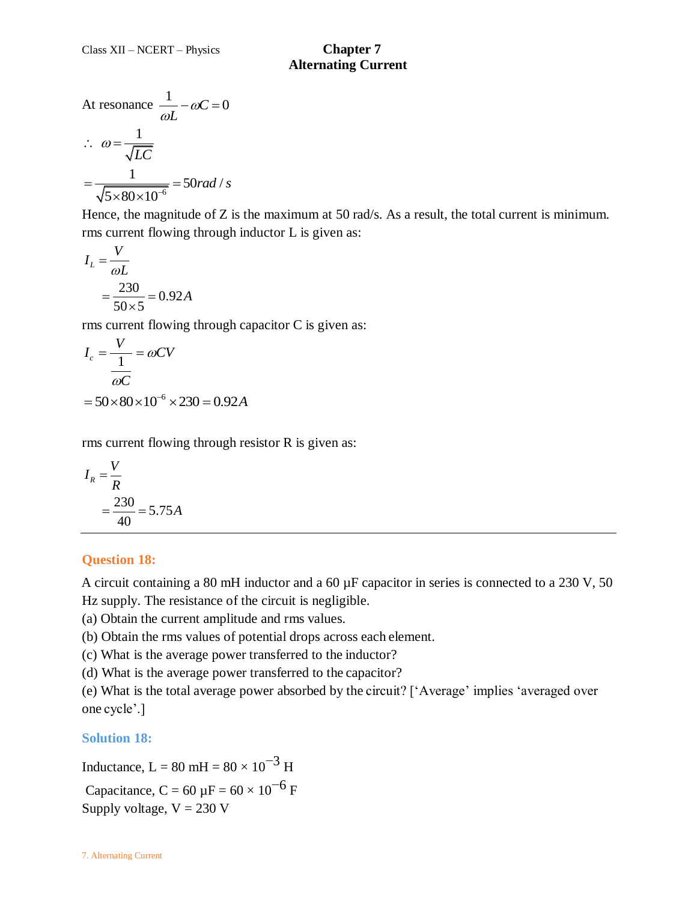At resonance $\frac{1}{\omega L} - \omega C = 0$

$$\therefore \quad \omega = \frac{1}{\sqrt{LC}}$$

$$= \frac{1}{\sqrt{5 \times 80 \times 10^{-6}}} = 50 rad/s$$

Hence, the magnitude of Z is the maximum at 50 rad/s. As a result, the total current is minimum.

rms current flowing through inductor L is given as:

$$I_L = \frac{V}{\omega L}$$

$$= \frac{230}{50 \times 5} = 0.92A$$

rms current flowing through capacitor C is given as:

$$I_c = \frac{V}{\frac{1}{\omega C}} = \omega CV$$

$$= 50 \times 80 \times 10^{-6} \times 230 = 0.92A$$

rms current flowing through resistor R is given as:

$$I_R = \frac{V}{R}$$

$$= \frac{230}{40} = 5.75A$$

---

## Question 18:

A circuit containing a 80 mH inductor and a 60 μF capacitor in series is connected to a 230 V, 50 Hz supply. The resistance of the circuit is negligible.

(a) Obtain the current amplitude and rms values.

(b) Obtain the rms values of potential drops across each element.

(c) What is the average power transferred to the inductor?

(d) What is the average power transferred to the capacitor?

(e) What is the total average power absorbed by the circuit? ['Average' implies 'averaged over one cycle'.]

## Solution 18:

Inductance, L = 80 mH = $80 \times 10^{-3}$ H

Capacitance, C = 60 μF = $60 \times 10^{-6}$ F

Supply voltage, V = 230 V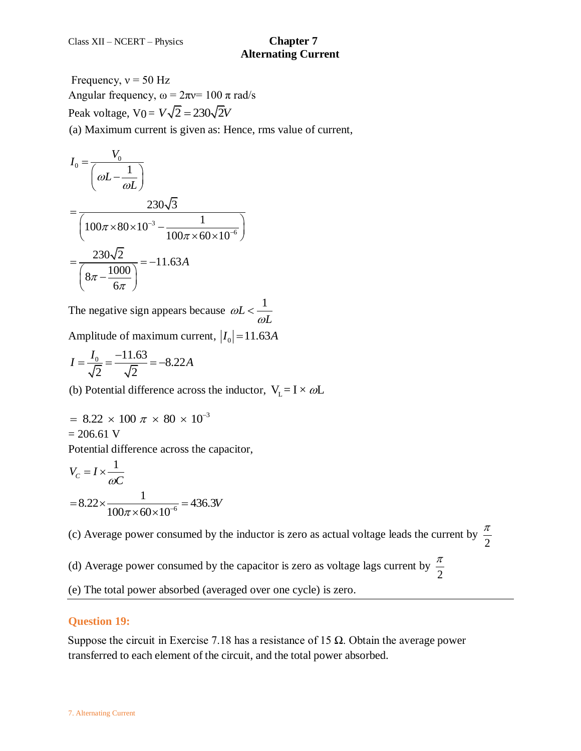Frequency, ν = 50 Hz

Angular frequency, ω = 2πν= 100 π rad/s

Peak voltage, $V_0 = V\sqrt{2} = 230\sqrt{2}V$

(a) Maximum current is given as: Hence, rms value of current,

$$I_0 = \frac{V_0}{\left(\omega L - \frac{1}{\omega L}\right)}$$

$$= \frac{230\sqrt{3}}{\left(100\pi \times 80 \times 10^{-3} - \frac{1}{100\pi \times 60 \times 10^{-6}}\right)}$$

$$= \frac{230\sqrt{2}}{\left(8\pi - \frac{1000}{6\pi}\right)} = -11.63A$$

The negative sign appears because $\omega L < \frac{1}{\omega L}$

Amplitude of maximum current, $|I_0| = 11.63A$

$$I = \frac{I_0}{\sqrt{2}} = \frac{-11.63}{\sqrt{2}} = -8.22A$$

(b) Potential difference across the inductor, $V_L = I \times \omega L$

$= 8.22 \times 100\pi \times 80 \times 10^{-3}$

= 206.61 V

Potential difference across the capacitor,

$$V_C = I \times \frac{1}{\omega C}$$

$$= 8.22 \times \frac{1}{100\pi \times 60 \times 10^{-6}} = 436.3V$$

(c) Average power consumed by the inductor is zero as actual voltage leads the current by $\frac{\pi}{2}$

(d) Average power consumed by the capacitor is zero as voltage lags current by $\frac{\pi}{2}$

(e) The total power absorbed (averaged over one cycle) is zero.

---

## Question 19:

Suppose the circuit in Exercise 7.18 has a resistance of 15 Ω. Obtain the average power transferred to each element of the circuit, and the total power absorbed.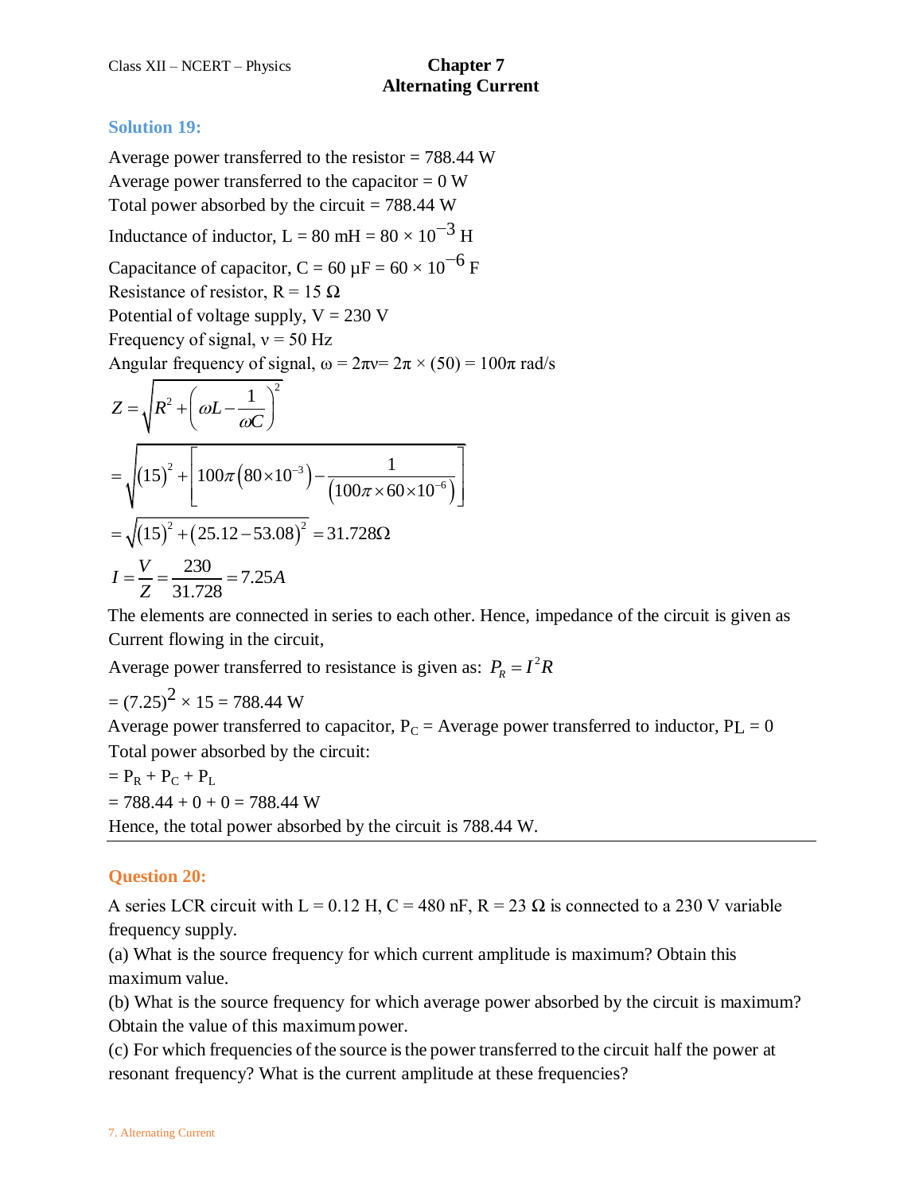## Solution 19:

Average power transferred to the resistor = 788.44 W
Average power transferred to the capacitor = 0 W
Total power absorbed by the circuit = 788.44 W
Inductance of inductor, L = 80 mH = 80 × $10^{-3}$ H
Capacitance of capacitor, C = 60 μF = 60 × $10^{-6}$ F
Resistance of resistor, R = 15 Ω
Potential of voltage supply, V = 230 V
Frequency of signal, ν = 50 Hz
Angular frequency of signal, ω = 2πν= 2π × (50) = 100π rad/s

$$Z = \sqrt{R^2 + \left(\omega L - \frac{1}{\omega C}\right)^2}$$

$$= \sqrt{(15)^2 + \left[100\pi\left(80\times10^{-3}\right) - \frac{1}{\left(100\pi\times60\times10^{-6}\right)}\right]}$$

$$= \sqrt{(15)^2 + (25.12 - 53.08)^2} = 31.728\Omega$$

$$I = \frac{V}{Z} = \frac{230}{31.728} = 7.25A$$

The elements are connected in series to each other. Hence, impedance of the circuit is given as
Current flowing in the circuit,
Average power transferred to resistance is given as: $P_R = I^2 R$

= $(7.25)^2$ × 15 = 788.44 W
Average power transferred to capacitor, $P_C$ = Average power transferred to inductor, $P_L$ = 0
Total power absorbed by the circuit:
= $P_R + P_C + P_L$
= 788.44 + 0 + 0 = 788.44 W
Hence, the total power absorbed by the circuit is 788.44 W.

---

## Question 20:

A series LCR circuit with L = 0.12 H, C = 480 nF, R = 23 Ω is connected to a 230 V variable frequency supply.

(a) What is the source frequency for which current amplitude is maximum? Obtain this maximum value.

(b) What is the source frequency for which average power absorbed by the circuit is maximum? Obtain the value of this maximum power.

(c) For which frequencies of the source is the power transferred to the circuit half the power at resonant frequency? What is the current amplitude at these frequencies?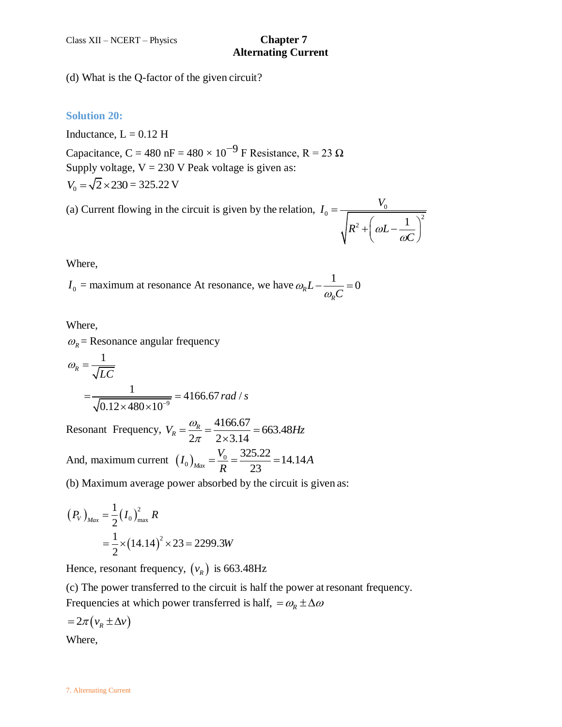(d) What is the Q-factor of the given circuit?

**Solution 20:**

Inductance, L = 0.12 H

Capacitance, C = 480 nF = 480 × $10^{-9}$ F Resistance, R = 23 Ω

Supply voltage, V = 230 V Peak voltage is given as:

$V_0 = \sqrt{2} \times 230 = 325.22$ V

(a) Current flowing in the circuit is given by the relation, $I_0 = \dfrac{V_0}{\sqrt{R^2 + \left(\omega L - \dfrac{1}{\omega C}\right)^2}}$

Where,

$I_0$ = maximum at resonance At resonance, we have $\omega_R L - \dfrac{1}{\omega_R C} = 0$

Where,

$\omega_R$ = Resonance angular frequency

$$\omega_R = \frac{1}{\sqrt{LC}}$$

$$= \frac{1}{\sqrt{0.12 \times 480 \times 10^{-9}}} = 4166.67\, rad/s$$

Resonant Frequency, $V_R = \dfrac{\omega_R}{2\pi} = \dfrac{4166.67}{2 \times 3.14} = 663.48 Hz$

And, maximum current $\left(I_0\right)_{Max} = \dfrac{V_0}{R} = \dfrac{325.22}{23} = 14.14A$

(b) Maximum average power absorbed by the circuit is given as:

$$\left(P_V\right)_{Max} = \frac{1}{2}\left(I_0\right)_{\max}^2 R$$

$$= \frac{1}{2} \times (14.14)^2 \times 23 = 2299.3W$$

Hence, resonant frequency, $(v_R)$ is 663.48Hz

(c) The power transferred to the circuit is half the power at resonant frequency.

Frequencies at which power transferred is half, $= \omega_R \pm \Delta\omega$

$= 2\pi\left(v_R \pm \Delta v\right)$

Where,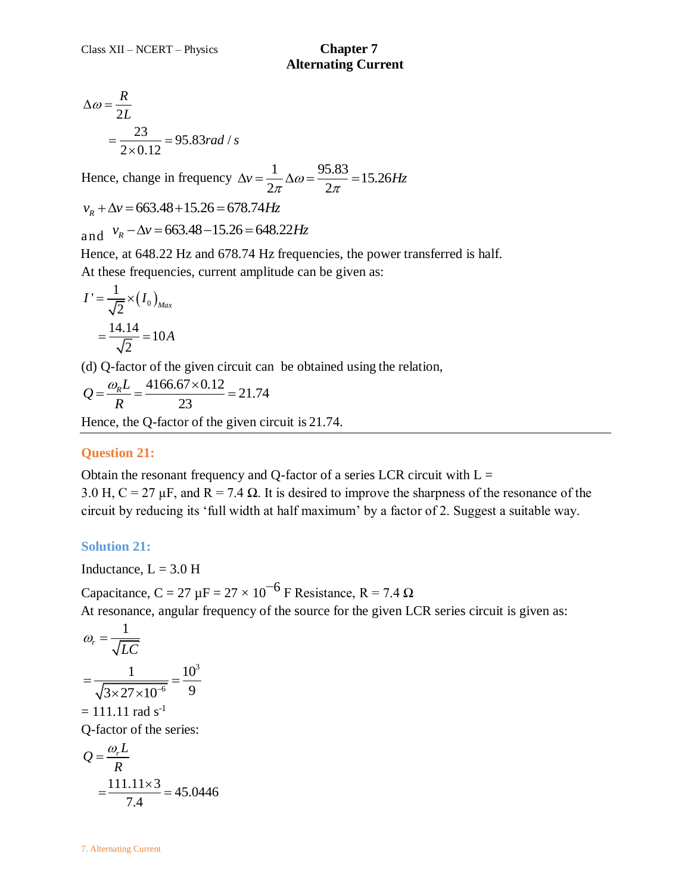$$\Delta\omega = \frac{R}{2L}$$

$$= \frac{23}{2 \times 0.12} = 95.83 rad/s$$

Hence, change in frequency $\Delta\nu = \frac{1}{2\pi}\Delta\omega = \frac{95.83}{2\pi} = 15.26 Hz$

$$\nu_R + \Delta\nu = 663.48 + 15.26 = 678.74 Hz$$

and $\nu_R - \Delta\nu = 663.48 - 15.26 = 648.22 Hz$

Hence, at 648.22 Hz and 678.74 Hz frequencies, the power transferred is half.

At these frequencies, current amplitude can be given as:

$$I' = \frac{1}{\sqrt{2}} \times (I_0)_{Max}$$

$$= \frac{14.14}{\sqrt{2}} = 10A$$

(d) Q-factor of the given circuit can be obtained using the relation,

$$Q = \frac{\omega_R L}{R} = \frac{4166.67 \times 0.12}{23} = 21.74$$

Hence, the Q-factor of the given circuit is 21.74.

---

## Question 21:

Obtain the resonant frequency and Q-factor of a series LCR circuit with L = 3.0 H, C = 27 μF, and R = 7.4 Ω. It is desired to improve the sharpness of the resonance of the circuit by reducing its 'full width at half maximum' by a factor of 2. Suggest a suitable way.

## Solution 21:

Inductance, L = 3.0 H

Capacitance, C = 27 μF = $27 \times 10^{-6}$ F Resistance, R = 7.4 Ω

At resonance, angular frequency of the source for the given LCR series circuit is given as:

$$\omega_r = \frac{1}{\sqrt{LC}}$$

$$= \frac{1}{\sqrt{3 \times 27 \times 10^{-6}}} = \frac{10^3}{9}$$

= 111.11 rad $s^{-1}$

Q-factor of the series:

$$Q = \frac{\omega_r L}{R}$$

$$= \frac{111.11 \times 3}{7.4} = 45.0446$$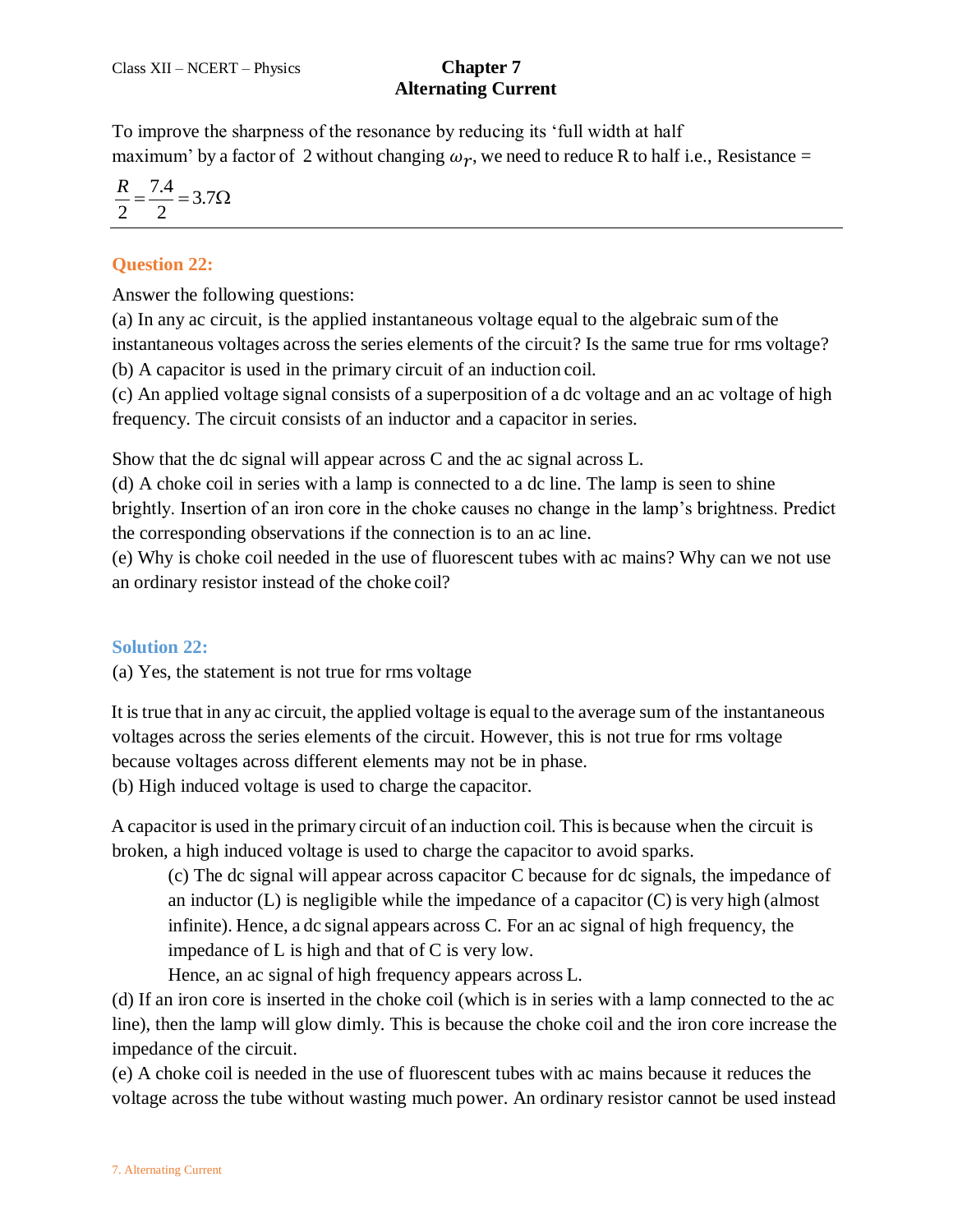To improve the sharpness of the resonance by reducing its 'full width at half maximum' by a factor of 2 without changing $\omega_r$, we need to reduce R to half i.e., Resistance =

$$\frac{R}{2} = \frac{7.4}{2} = 3.7\Omega$$

---

### Question 22:

Answer the following questions:

(a) In any ac circuit, is the applied instantaneous voltage equal to the algebraic sum of the instantaneous voltages across the series elements of the circuit? Is the same true for rms voltage?

(b) A capacitor is used in the primary circuit of an induction coil.

(c) An applied voltage signal consists of a superposition of a dc voltage and an ac voltage of high frequency. The circuit consists of an inductor and a capacitor in series.

Show that the dc signal will appear across C and the ac signal across L.

(d) A choke coil in series with a lamp is connected to a dc line. The lamp is seen to shine brightly. Insertion of an iron core in the choke causes no change in the lamp's brightness. Predict the corresponding observations if the connection is to an ac line.

(e) Why is choke coil needed in the use of fluorescent tubes with ac mains? Why can we not use an ordinary resistor instead of the choke coil?

### Solution 22:

(a) Yes, the statement is not true for rms voltage

It is true that in any ac circuit, the applied voltage is equal to the average sum of the instantaneous voltages across the series elements of the circuit. However, this is not true for rms voltage because voltages across different elements may not be in phase.

(b) High induced voltage is used to charge the capacitor.

A capacitor is used in the primary circuit of an induction coil. This is because when the circuit is broken, a high induced voltage is used to charge the capacitor to avoid sparks.

(c) The dc signal will appear across capacitor C because for dc signals, the impedance of an inductor (L) is negligible while the impedance of a capacitor (C) is very high (almost infinite). Hence, a dc signal appears across C. For an ac signal of high frequency, the impedance of L is high and that of C is very low.

Hence, an ac signal of high frequency appears across L.

(d) If an iron core is inserted in the choke coil (which is in series with a lamp connected to the ac line), then the lamp will glow dimly. This is because the choke coil and the iron core increase the impedance of the circuit.

(e) A choke coil is needed in the use of fluorescent tubes with ac mains because it reduces the voltage across the tube without wasting much power. An ordinary resistor cannot be used instead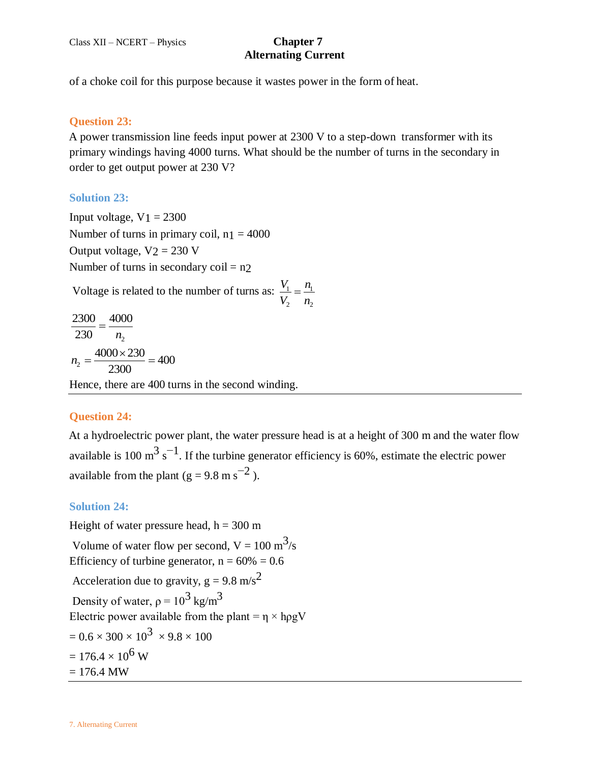of a choke coil for this purpose because it wastes power in the form of heat.

### Question 23:

A power transmission line feeds input power at 2300 V to a step-down transformer with its primary windings having 4000 turns. What should be the number of turns in the secondary in order to get output power at 230 V?

### Solution 23:

Input voltage, $V_1 = 2300$

Number of turns in primary coil, $n_1 = 4000$

Output voltage, $V_2 = 230$ V

Number of turns in secondary coil = $n_2$

Voltage is related to the number of turns as: $\frac{V_1}{V_2} = \frac{n_1}{n_2}$

$$\frac{2300}{230} = \frac{4000}{n_2}$$

$$n_2 = \frac{4000 \times 230}{2300} = 400$$

Hence, there are 400 turns in the second winding.

---

### Question 24:

At a hydroelectric power plant, the water pressure head is at a height of 300 m and the water flow available is 100 $m^3 s^{-1}$. If the turbine generator efficiency is 60%, estimate the electric power available from the plant ($g = 9.8$ m $s^{-2}$ ).

### Solution 24:

Height of water pressure head, $h = 300$ m

Volume of water flow per second, $V = 100$ $m^3/s$

Efficiency of turbine generator, $n = 60\% = 0.6$

Acceleration due to gravity, $g = 9.8$ $m/s^2$

Density of water, $\rho = 10^3$ $kg/m^3$

Electric power available from the plant = $\eta \times h\rho gV$

$= 0.6 \times 300 \times 10^3 \times 9.8 \times 100$

$= 176.4 \times 10^6$ W

$= 176.4$ MW

---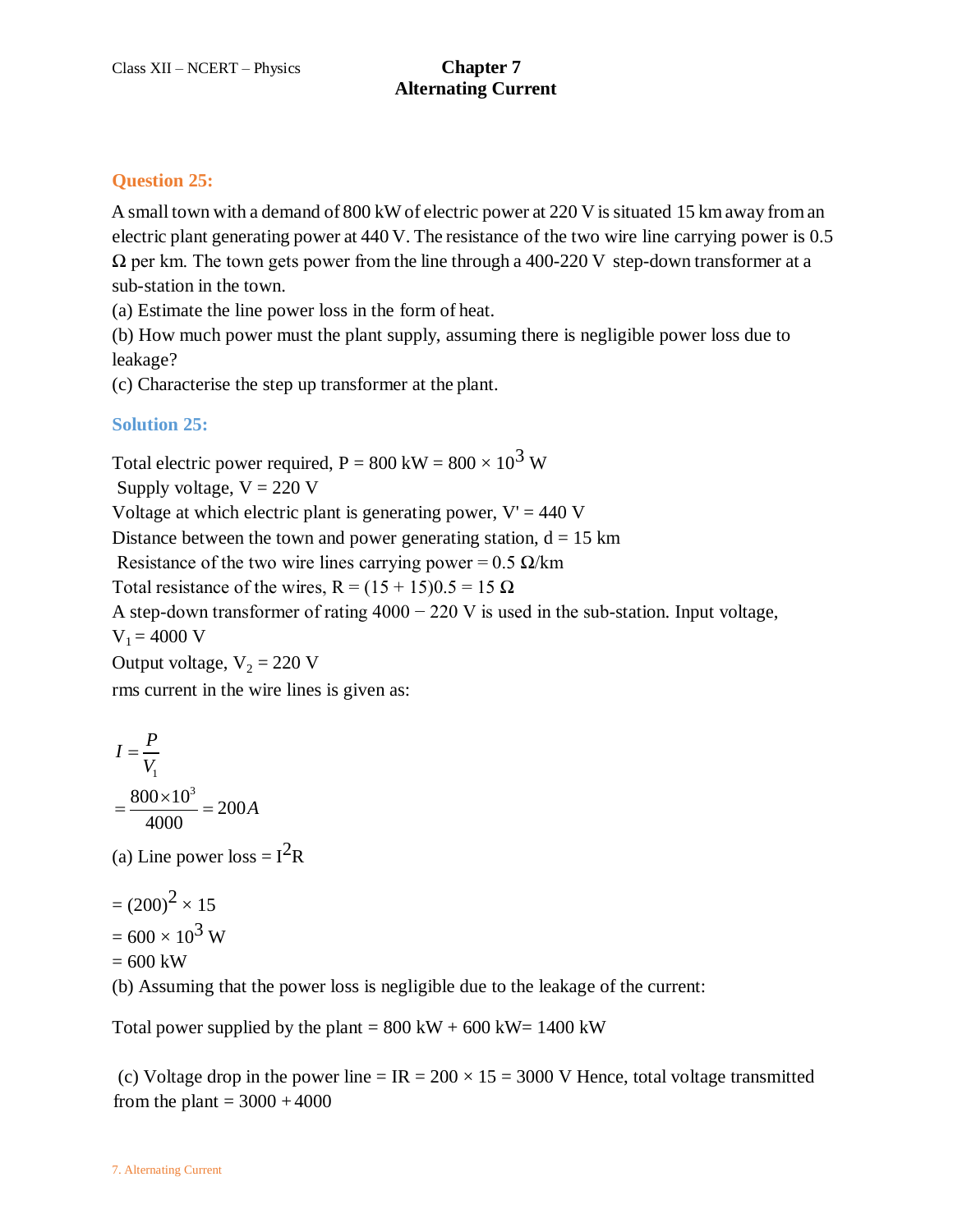### Question 25:

A small town with a demand of 800 kW of electric power at 220 V is situated 15 km away from an electric plant generating power at 440 V. The resistance of the two wire line carrying power is 0.5 Ω per km. The town gets power from the line through a 400-220 V step-down transformer at a sub-station in the town.

(a) Estimate the line power loss in the form of heat.

(b) How much power must the plant supply, assuming there is negligible power loss due to leakage?

(c) Characterise the step up transformer at the plant.

### Solution 25:

Total electric power required, $P = 800\text{ kW} = 800 \times 10^3\text{ W}$

Supply voltage, $V = 220\text{ V}$

Voltage at which electric plant is generating power, $V' = 440\text{ V}$

Distance between the town and power generating station, $d = 15\text{ km}$

Resistance of the two wire lines carrying power = 0.5 Ω/km

Total resistance of the wires, $R = (15 + 15)0.5 = 15\ \Omega$

A step-down transformer of rating 4000 − 220 V is used in the sub-station. Input voltage, $V_1 = 4000\text{ V}$

Output voltage, $V_2 = 220\text{ V}$

rms current in the wire lines is given as:

$$I = \frac{P}{V_1}$$

$$= \frac{800 \times 10^3}{4000} = 200A$$

(a) Line power loss = $I^2R$

$= (200)^2 \times 15$

$= 600 \times 10^3\text{ W}$

$= 600\text{ kW}$

(b) Assuming that the power loss is negligible due to the leakage of the current:

Total power supplied by the plant = 800 kW + 600 kW = 1400 kW

(c) Voltage drop in the power line = $IR = 200 \times 15 = 3000\text{ V}$ Hence, total voltage transmitted from the plant = 3000 + 4000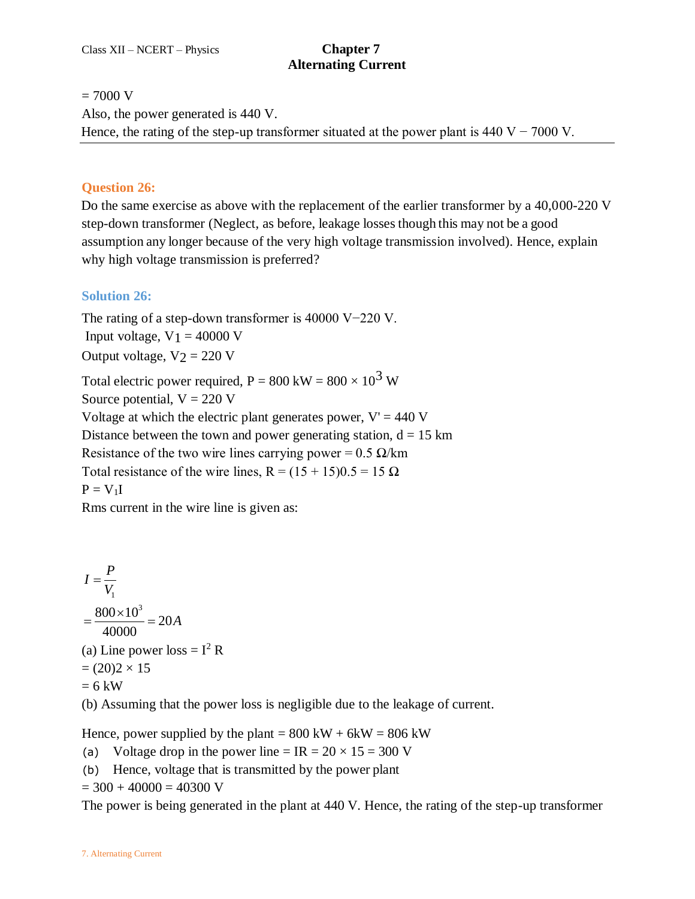= 7000 V

Also, the power generated is 440 V.

Hence, the rating of the step-up transformer situated at the power plant is 440 V − 7000 V.

---

**Question 26:**

Do the same exercise as above with the replacement of the earlier transformer by a 40,000-220 V step-down transformer (Neglect, as before, leakage losses though this may not be a good assumption any longer because of the very high voltage transmission involved). Hence, explain why high voltage transmission is preferred?

**Solution 26:**

The rating of a step-down transformer is 40000 V−220 V.

Input voltage, $V_1$ = 40000 V

Output voltage, $V_2$ = 220 V

Total electric power required, P = 800 kW = 800 × $10^3$ W

Source potential, V = 220 V

Voltage at which the electric plant generates power, V' = 440 V

Distance between the town and power generating station, d = 15 km

Resistance of the two wire lines carrying power = 0.5 Ω/km

Total resistance of the wire lines, R = (15 + 15)0.5 = 15 Ω

$P = V_1 I$

Rms current in the wire line is given as:

$$I = \frac{P}{V_1}$$

$$= \frac{800 \times 10^3}{40000} = 20A$$

(a) Line power loss = $I^2 R$

= (20)2 × 15

= 6 kW

(b) Assuming that the power loss is negligible due to the leakage of current.

Hence, power supplied by the plant = 800 kW + 6kW = 806 kW

(a) Voltage drop in the power line = IR = 20 × 15 = 300 V

(b) Hence, voltage that is transmitted by the power plant

= 300 + 40000 = 40300 V

The power is being generated in the plant at 440 V. Hence, the rating of the step-up transformer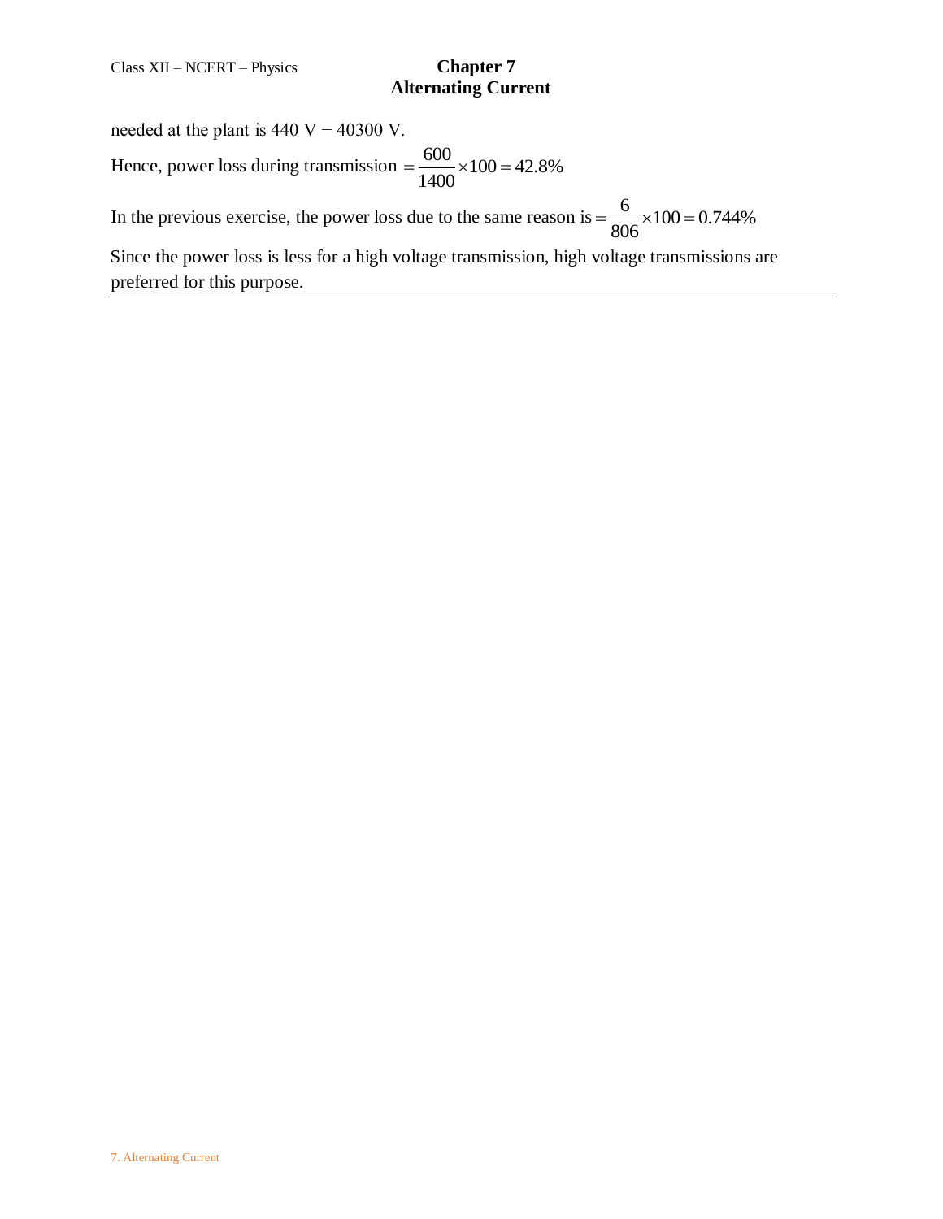needed at the plant is 440 V − 40300 V.

Hence, power loss during transmission $= \frac{600}{1400} \times 100 = 42.8\%$

In the previous exercise, the power loss due to the same reason is $= \frac{6}{806} \times 100 = 0.744\%$

Since the power loss is less for a high voltage transmission, high voltage transmissions are preferred for this purpose.

---